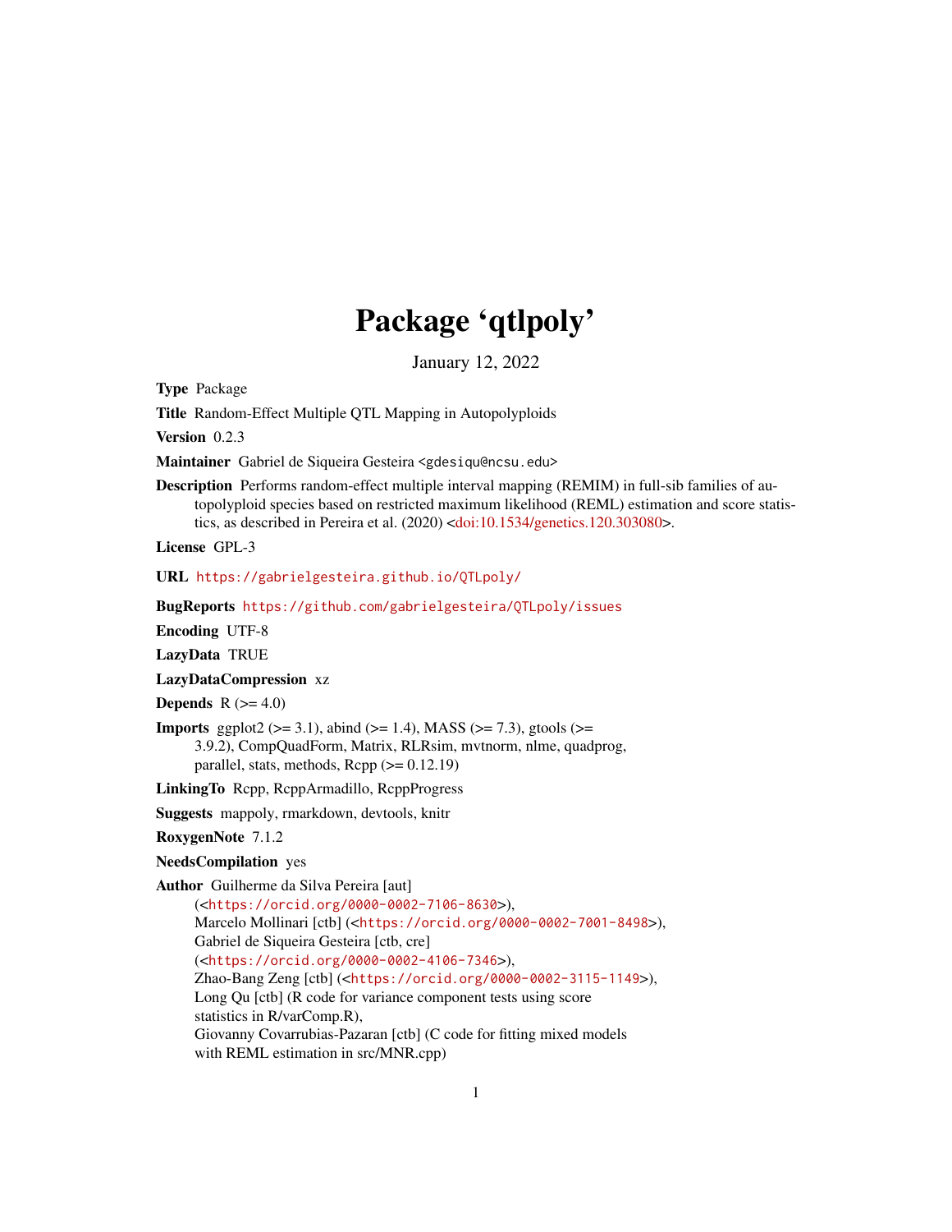# Package 'qtlpoly'

January 12, 2022

**Type** Package

**Title** Random-Effect Multiple QTL Mapping in Autopolyploids

**Version** 0.2.3

**Maintainer** Gabriel de Siqueira Gesteira <gdesiqu@ncsu.edu>

**Description** Performs random-effect multiple interval mapping (REMIM) in full-sib families of autopolyploid species based on restricted maximum likelihood (REML) estimation and score statistics, as described in Pereira et al. (2020) <doi:10.1534/genetics.120.303080>.

**License** GPL-3

**URL** https://gabrielgesteira.github.io/QTLpoly/

**BugReports** https://github.com/gabrielgesteira/QTLpoly/issues

**Encoding** UTF-8

**LazyData** TRUE

**LazyDataCompression** xz

**Depends** R (>= 4.0)

**Imports** ggplot2 (>= 3.1), abind (>= 1.4), MASS (>= 7.3), gtools (>= 3.9.2), CompQuadForm, Matrix, RLRsim, mvtnorm, nlme, quadprog, parallel, stats, methods, Rcpp (>= 0.12.19)

**LinkingTo** Rcpp, RcppArmadillo, RcppProgress

**Suggests** mappoly, rmarkdown, devtools, knitr

**RoxygenNote** 7.1.2

**NeedsCompilation** yes

**Author** Guilherme da Silva Pereira [aut] (<https://orcid.org/0000-0002-7106-8630>), Marcelo Mollinari [ctb] (<https://orcid.org/0000-0002-7001-8498>), Gabriel de Siqueira Gesteira [ctb, cre] (<https://orcid.org/0000-0002-4106-7346>), Zhao-Bang Zeng [ctb] (<https://orcid.org/0000-0002-3115-1149>), Long Qu [ctb] (R code for variance component tests using score statistics in R/varComp.R), Giovanny Covarrubias-Pazaran [ctb] (C code for fitting mixed models with REML estimation in src/MNR.cpp)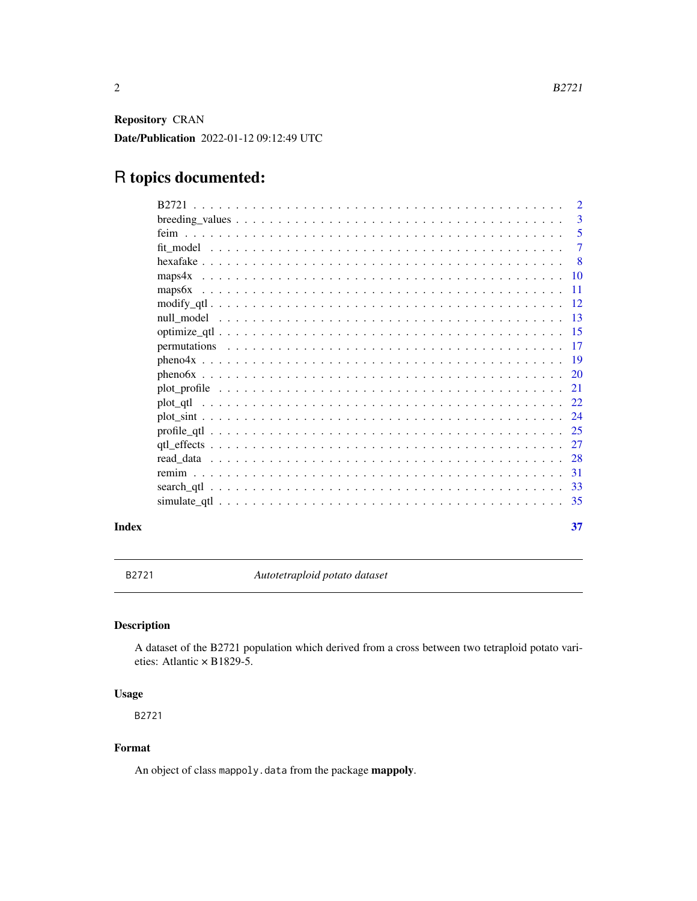**Repository** CRAN

**Date/Publication** 2022-01-12 09:12:49 UTC

# R topics documented:

| | |
|---|---|
| B2721 | 2 |
| breeding_values | 3 |
| feim | 5 |
| fit_model | 7 |
| hexafake | 8 |
| maps4x | 10 |
| maps6x | 11 |
| modify_qtl | 12 |
| null_model | 13 |
| optimize_qtl | 15 |
| permutations | 17 |
| pheno4x | 19 |
| pheno6x | 20 |
| plot_profile | 21 |
| plot_qtl | 22 |
| plot_sint | 24 |
| profile_qtl | 25 |
| qtl_effects | 27 |
| read_data | 28 |
| remim | 31 |
| search_qtl | 33 |
| simulate_qtl | 35 |

**Index** **37**

---

`B2721` *Autotetraploid potato dataset*

---

## Description

A dataset of the B2721 population which derived from a cross between two tetraploid potato varieties: Atlantic × B1829-5.

## Usage

```
B2721
```

## Format

An object of class `mappoly.data` from the package **mappoly**.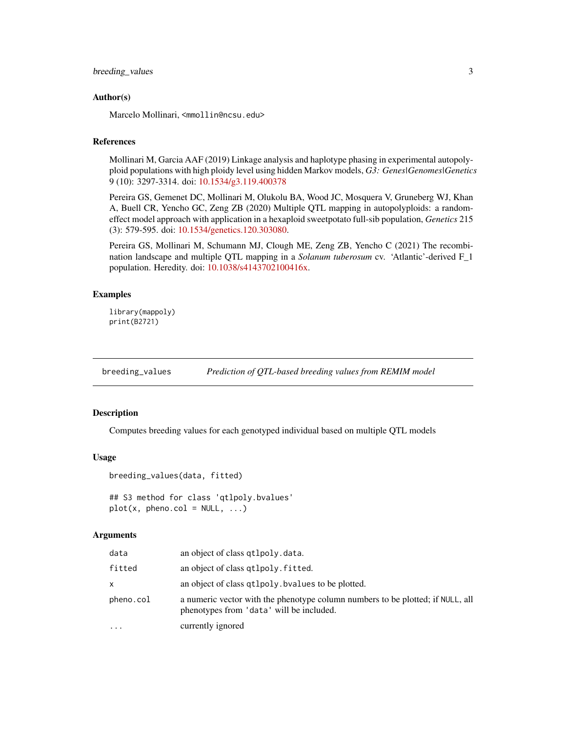### Author(s)

Marcelo Mollinari, <mmollin@ncsu.edu>

### References

Mollinari M, Garcia AAF (2019) Linkage analysis and haplotype phasing in experimental autopolyploid populations with high ploidy level using hidden Markov models, *G3: Genes|Genomes|Genetics* 9 (10): 3297-3314. doi: 10.1534/g3.119.400378

Pereira GS, Gemenet DC, Mollinari M, Olukolu BA, Wood JC, Mosquera V, Gruneberg WJ, Khan A, Buell CR, Yencho GC, Zeng ZB (2020) Multiple QTL mapping in autopolyploids: a random-effect model approach with application in a hexaploid sweetpotato full-sib population, *Genetics* 215 (3): 579-595. doi: 10.1534/genetics.120.303080.

Pereira GS, Mollinari M, Schumann MJ, Clough ME, Zeng ZB, Yencho C (2021) The recombination landscape and multiple QTL mapping in a *Solanum tuberosum* cv. 'Atlantic'-derived F_1 population. Heredity. doi: 10.1038/s4143702100416x.

### Examples

```
library(mappoly)
print(B2721)
```

---

## breeding_values — *Prediction of QTL-based breeding values from REMIM model*

### Description

Computes breeding values for each genotyped individual based on multiple QTL models

### Usage

```
breeding_values(data, fitted)

## S3 method for class 'qtlpoly.bvalues'
plot(x, pheno.col = NULL, ...)
```

### Arguments

| | |
|---|---|
| `data` | an object of class `qtlpoly.data`. |
| `fitted` | an object of class `qtlpoly.fitted`. |
| `x` | an object of class `qtlpoly.bvalues` to be plotted. |
| `pheno.col` | a numeric vector with the phenotype column numbers to be plotted; if `NULL`, all phenotypes from `'data'` will be included. |
| `...` | currently ignored |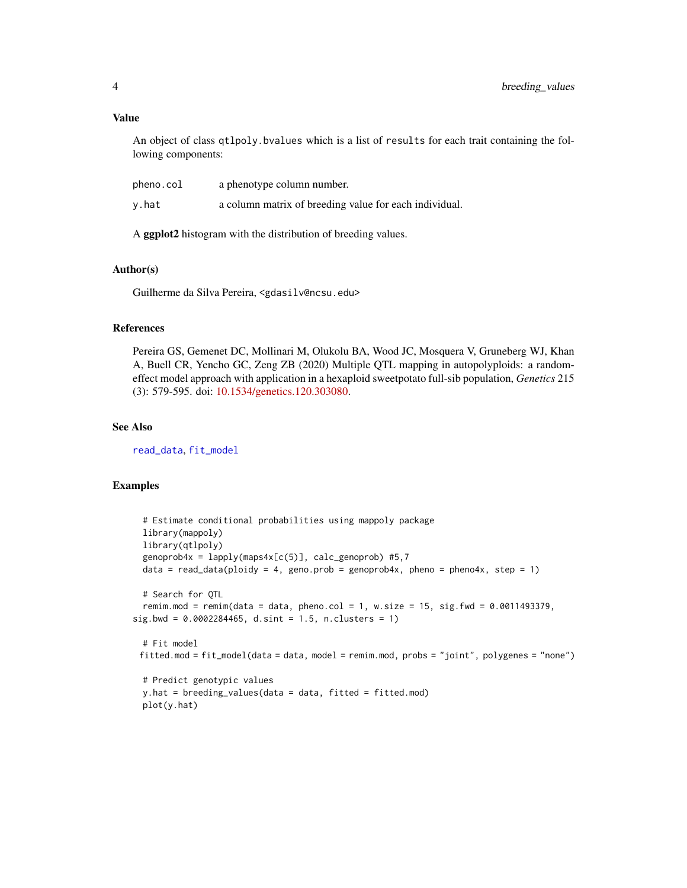### Value

An object of class `qtlpoly.bvalues` which is a list of `results` for each trait containing the following components:

| | |
|---|---|
| `pheno.col` | a phenotype column number. |
| `y.hat` | a column matrix of breeding value for each individual. |

A **ggplot2** histogram with the distribution of breeding values.

### Author(s)

Guilherme da Silva Pereira, <gdasilv@ncsu.edu>

### References

Pereira GS, Gemenet DC, Mollinari M, Olukolu BA, Wood JC, Mosquera V, Gruneberg WJ, Khan A, Buell CR, Yencho GC, Zeng ZB (2020) Multiple QTL mapping in autopolyploids: a random-effect model approach with application in a hexaploid sweetpotato full-sib population, *Genetics* 215 (3): 579-595. doi: 10.1534/genetics.120.303080.

### See Also

`read_data`, `fit_model`

### Examples

```
  # Estimate conditional probabilities using mappoly package
  library(mappoly)
  library(qtlpoly)
  genoprob4x = lapply(maps4x[c(5)], calc_genoprob) #5,7
  data = read_data(ploidy = 4, geno.prob = genoprob4x, pheno = pheno4x, step = 1)

  # Search for QTL
  remim.mod = remim(data = data, pheno.col = 1, w.size = 15, sig.fwd = 0.0011493379,
sig.bwd = 0.0002284465, d.sint = 1.5, n.clusters = 1)

  # Fit model
 fitted.mod = fit_model(data = data, model = remim.mod, probs = "joint", polygenes = "none")

  # Predict genotypic values
  y.hat = breeding_values(data = data, fitted = fitted.mod)
  plot(y.hat)
```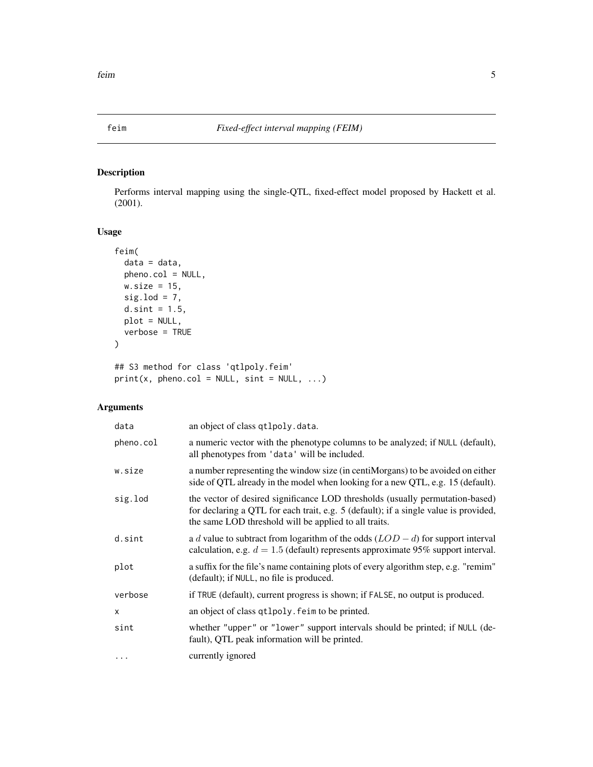# feim — *Fixed-effect interval mapping (FEIM)*

## Description

Performs interval mapping using the single-QTL, fixed-effect model proposed by Hackett et al. (2001).

## Usage

```
feim(
  data = data,
  pheno.col = NULL,
  w.size = 15,
  sig.lod = 7,
  d.sint = 1.5,
  plot = NULL,
  verbose = TRUE
)

## S3 method for class 'qtlpoly.feim'
print(x, pheno.col = NULL, sint = NULL, ...)
```

## Arguments

| | |
|---|---|
| data | an object of class qtlpoly.data. |
| pheno.col | a numeric vector with the phenotype columns to be analyzed; if NULL (default), all phenotypes from 'data' will be included. |
| w.size | a number representing the window size (in centiMorgans) to be avoided on either side of QTL already in the model when looking for a new QTL, e.g. 15 (default). |
| sig.lod | the vector of desired significance LOD thresholds (usually permutation-based) for declaring a QTL for each trait, e.g. 5 (default); if a single value is provided, the same LOD threshold will be applied to all traits. |
| d.sint | a $d$ value to subtract from logarithm of the odds ($LOD - d$) for support interval calculation, e.g. $d = 1.5$ (default) represents approximate 95% support interval. |
| plot | a suffix for the file's name containing plots of every algorithm step, e.g. "remim" (default); if NULL, no file is produced. |
| verbose | if TRUE (default), current progress is shown; if FALSE, no output is produced. |
| x | an object of class qtlpoly.feim to be printed. |
| sint | whether "upper" or "lower" support intervals should be printed; if NULL (default), QTL peak information will be printed. |
| ... | currently ignored |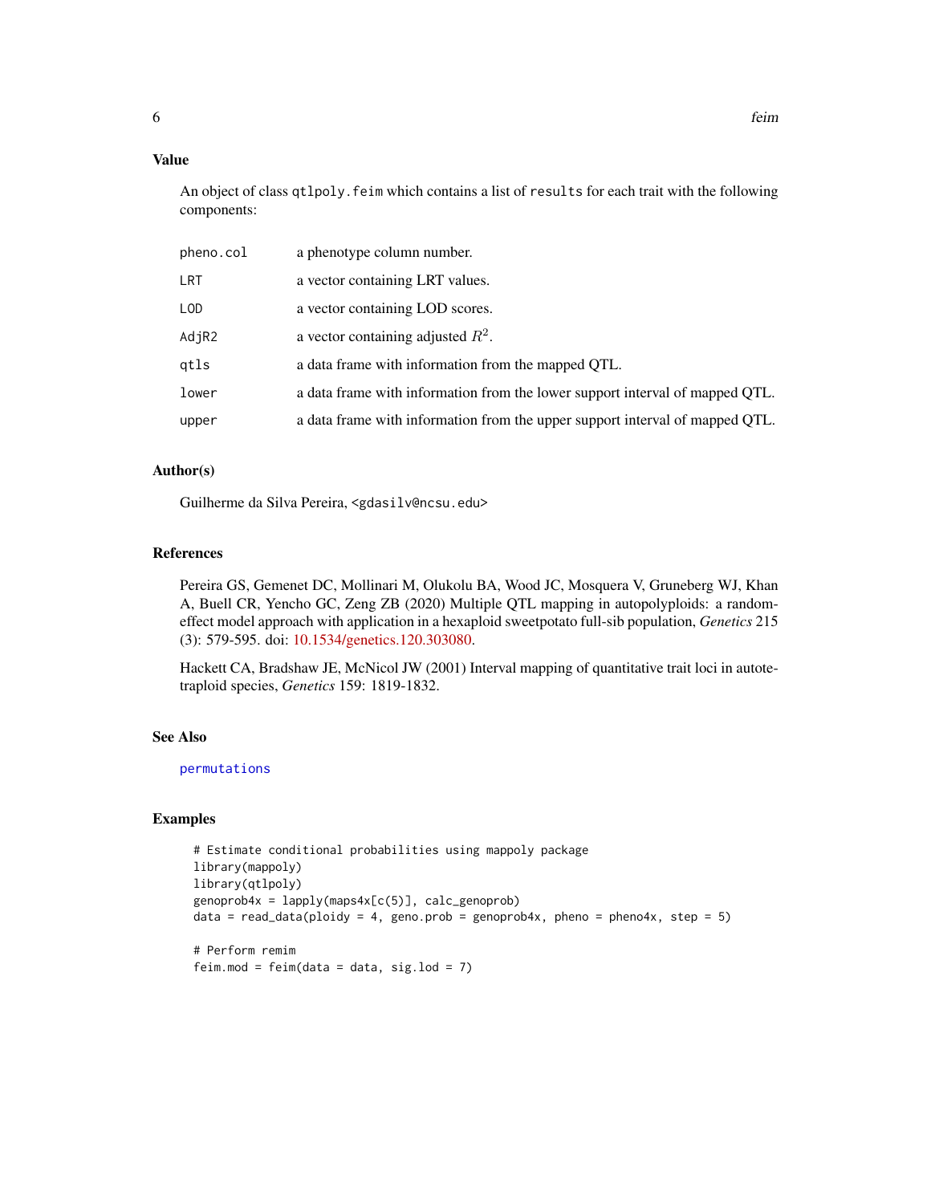## Value

An object of class `qtlpoly.feim` which contains a list of `results` for each trait with the following components:

| | |
|---|---|
| `pheno.col` | a phenotype column number. |
| `LRT` | a vector containing LRT values. |
| `LOD` | a vector containing LOD scores. |
| `AdjR2` | a vector containing adjusted $R^2$. |
| `qtls` | a data frame with information from the mapped QTL. |
| `lower` | a data frame with information from the lower support interval of mapped QTL. |
| `upper` | a data frame with information from the upper support interval of mapped QTL. |

## Author(s)

Guilherme da Silva Pereira, <gdasilv@ncsu.edu>

## References

Pereira GS, Gemenet DC, Mollinari M, Olukolu BA, Wood JC, Mosquera V, Gruneberg WJ, Khan A, Buell CR, Yencho GC, Zeng ZB (2020) Multiple QTL mapping in autopolyploids: a random-effect model approach with application in a hexaploid sweetpotato full-sib population, *Genetics* 215 (3): 579-595. doi: 10.1534/genetics.120.303080.

Hackett CA, Bradshaw JE, McNicol JW (2001) Interval mapping of quantitative trait loci in autotetraploid species, *Genetics* 159: 1819-1832.

## See Also

permutations

## Examples

```
# Estimate conditional probabilities using mappoly package
library(mappoly)
library(qtlpoly)
genoprob4x = lapply(maps4x[c(5)], calc_genoprob)
data = read_data(ploidy = 4, geno.prob = genoprob4x, pheno = pheno4x, step = 5)

# Perform remim
feim.mod = feim(data = data, sig.lod = 7)
```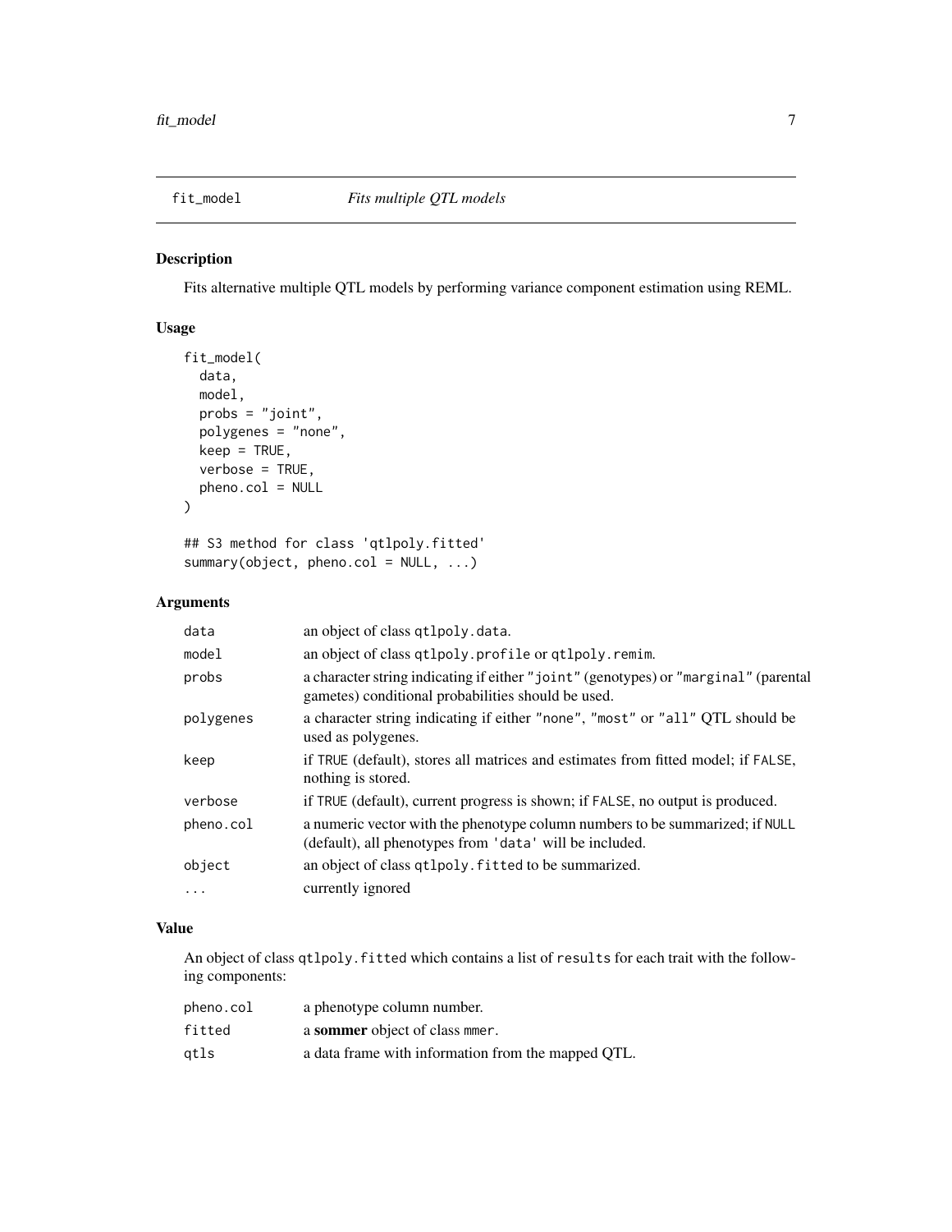# fit_model *Fits multiple QTL models*

## Description

Fits alternative multiple QTL models by performing variance component estimation using REML.

## Usage

```
fit_model(
  data,
  model,
  probs = "joint",
  polygenes = "none",
  keep = TRUE,
  verbose = TRUE,
  pheno.col = NULL
)

## S3 method for class 'qtlpoly.fitted'
summary(object, pheno.col = NULL, ...)
```

## Arguments

| | |
|---|---|
| data | an object of class `qtlpoly.data`. |
| model | an object of class `qtlpoly.profile` or `qtlpoly.remim`. |
| probs | a character string indicating if either `"joint"` (genotypes) or `"marginal"` (parental gametes) conditional probabilities should be used. |
| polygenes | a character string indicating if either `"none"`, `"most"` or `"all"` QTL should be used as polygenes. |
| keep | if `TRUE` (default), stores all matrices and estimates from fitted model; if `FALSE`, nothing is stored. |
| verbose | if `TRUE` (default), current progress is shown; if `FALSE`, no output is produced. |
| pheno.col | a numeric vector with the phenotype column numbers to be summarized; if `NULL` (default), all phenotypes from `'data'` will be included. |
| object | an object of class `qtlpoly.fitted` to be summarized. |
| ... | currently ignored |

## Value

An object of class `qtlpoly.fitted` which contains a list of `results` for each trait with the following components:

| | |
|---|---|
| pheno.col | a phenotype column number. |
| fitted | a **sommer** object of class `mmer`. |
| qtls | a data frame with information from the mapped QTL. |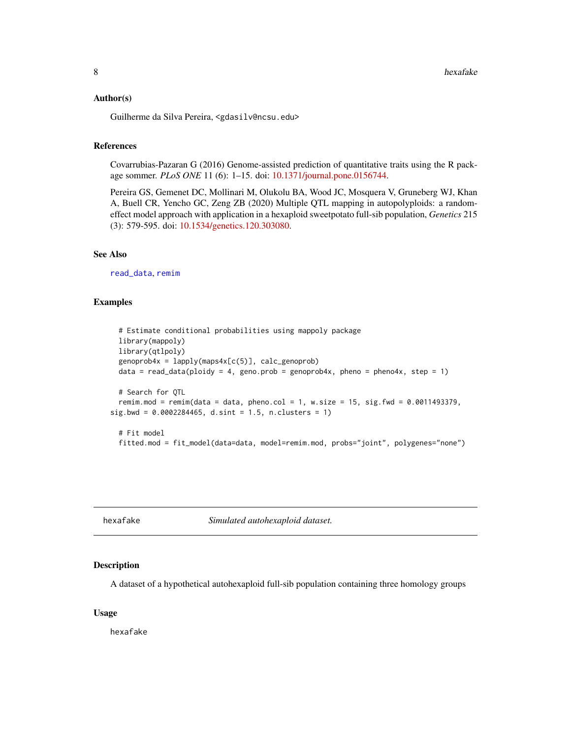### Author(s)

Guilherme da Silva Pereira, <gdasilv@ncsu.edu>

### References

Covarrubias-Pazaran G (2016) Genome-assisted prediction of quantitative traits using the R package sommer. *PLoS ONE* 11 (6): 1–15. doi: 10.1371/journal.pone.0156744.

Pereira GS, Gemenet DC, Mollinari M, Olukolu BA, Wood JC, Mosquera V, Gruneberg WJ, Khan A, Buell CR, Yencho GC, Zeng ZB (2020) Multiple QTL mapping in autopolyploids: a random-effect model approach with application in a hexaploid sweetpotato full-sib population, *Genetics* 215 (3): 579-595. doi: 10.1534/genetics.120.303080.

### See Also

read_data, remim

### Examples

```
  # Estimate conditional probabilities using mappoly package
  library(mappoly)
  library(qtlpoly)
  genoprob4x = lapply(maps4x[c(5)], calc_genoprob)
  data = read_data(ploidy = 4, geno.prob = genoprob4x, pheno = pheno4x, step = 1)

  # Search for QTL
  remim.mod = remim(data = data, pheno.col = 1, w.size = 15, sig.fwd = 0.0011493379,
sig.bwd = 0.0002284465, d.sint = 1.5, n.clusters = 1)

  # Fit model
  fitted.mod = fit_model(data=data, model=remim.mod, probs="joint", polygenes="none")
```

---

## hexafake — *Simulated autohexaploid dataset.*

### Description

A dataset of a hypothetical autohexaploid full-sib population containing three homology groups

### Usage

```
hexafake
```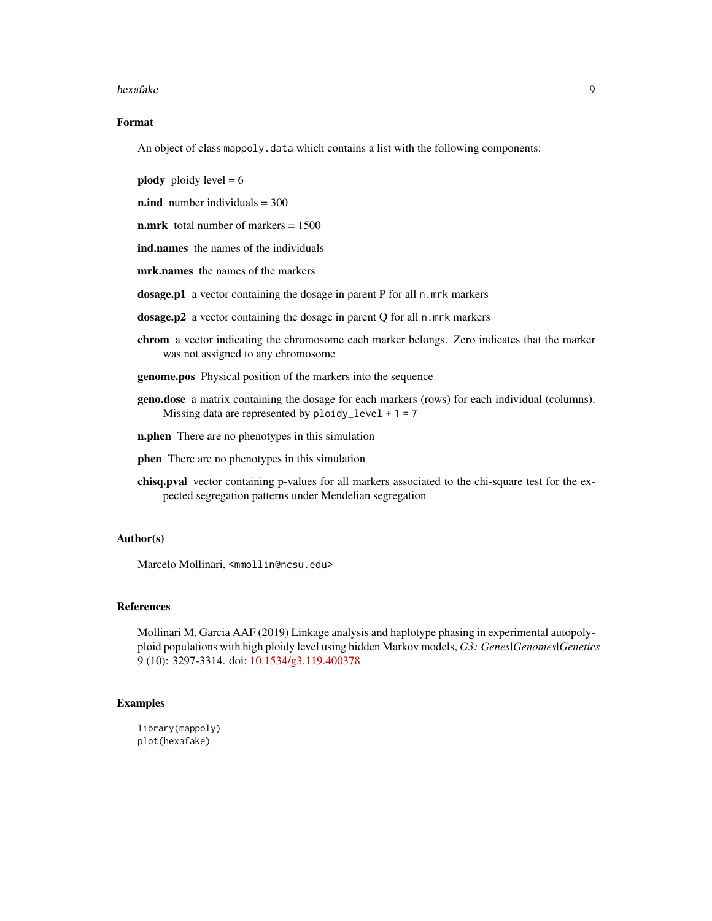## Format

An object of class `mappoly.data` which contains a list with the following components:

**plody** ploidy level = 6

**n.ind** number individuals = 300

**n.mrk** total number of markers = 1500

**ind.names** the names of the individuals

**mrk.names** the names of the markers

**dosage.p1** a vector containing the dosage in parent P for all `n.mrk` markers

**dosage.p2** a vector containing the dosage in parent Q for all `n.mrk` markers

**chrom** a vector indicating the chromosome each marker belongs. Zero indicates that the marker was not assigned to any chromosome

**genome.pos** Physical position of the markers into the sequence

**geno.dose** a matrix containing the dosage for each markers (rows) for each individual (columns). Missing data are represented by `ploidy_level + 1 = 7`

**n.phen** There are no phenotypes in this simulation

**phen** There are no phenotypes in this simulation

**chisq.pval** vector containing p-values for all markers associated to the chi-square test for the expected segregation patterns under Mendelian segregation

## Author(s)

Marcelo Mollinari, <mmollin@ncsu.edu>

## References

Mollinari M, Garcia AAF (2019) Linkage analysis and haplotype phasing in experimental autopolyploid populations with high ploidy level using hidden Markov models, *G3: Genes|Genomes|Genetics* 9 (10): 3297-3314. doi: 10.1534/g3.119.400378

## Examples

```
library(mappoly)
plot(hexafake)
```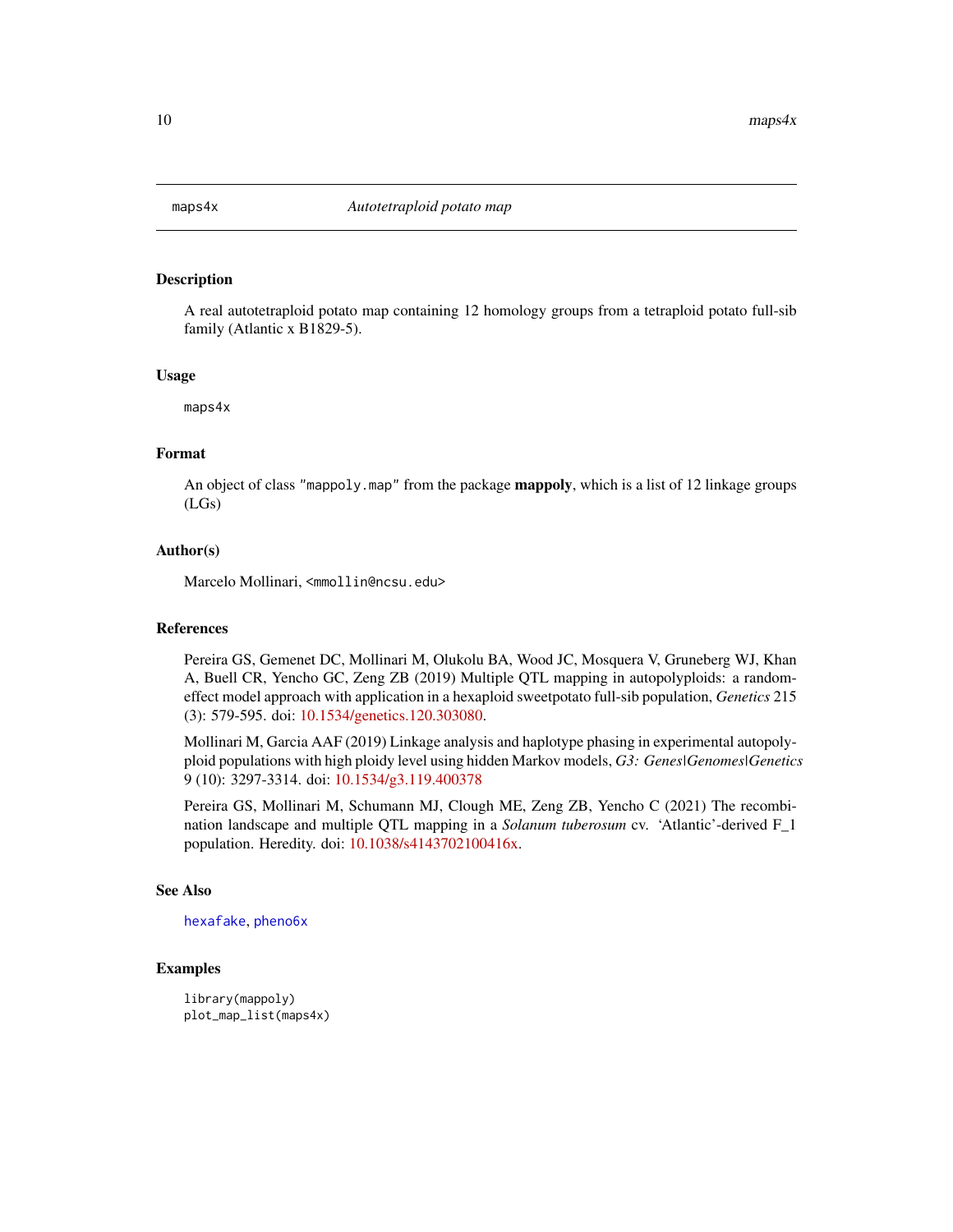# maps4x *Autotetraploid potato map*

## Description

A real autotetraploid potato map containing 12 homology groups from a tetraploid potato full-sib family (Atlantic x B1829-5).

## Usage

```
maps4x
```

## Format

An object of class "mappoly.map" from the package **mappoly**, which is a list of 12 linkage groups (LGs)

## Author(s)

Marcelo Mollinari, <mmollin@ncsu.edu>

## References

Pereira GS, Gemenet DC, Mollinari M, Olukolu BA, Wood JC, Mosquera V, Gruneberg WJ, Khan A, Buell CR, Yencho GC, Zeng ZB (2019) Multiple QTL mapping in autopolyploids: a random-effect model approach with application in a hexaploid sweetpotato full-sib population, *Genetics* 215 (3): 579-595. doi: 10.1534/genetics.120.303080.

Mollinari M, Garcia AAF (2019) Linkage analysis and haplotype phasing in experimental autopolyploid populations with high ploidy level using hidden Markov models, *G3: Genes|Genomes|Genetics* 9 (10): 3297-3314. doi: 10.1534/g3.119.400378

Pereira GS, Mollinari M, Schumann MJ, Clough ME, Zeng ZB, Yencho C (2021) The recombination landscape and multiple QTL mapping in a *Solanum tuberosum* cv. 'Atlantic'-derived F_1 population. Heredity. doi: 10.1038/s4143702100416x.

## See Also

hexafake, pheno6x

## Examples

```
library(mappoly)
plot_map_list(maps4x)
```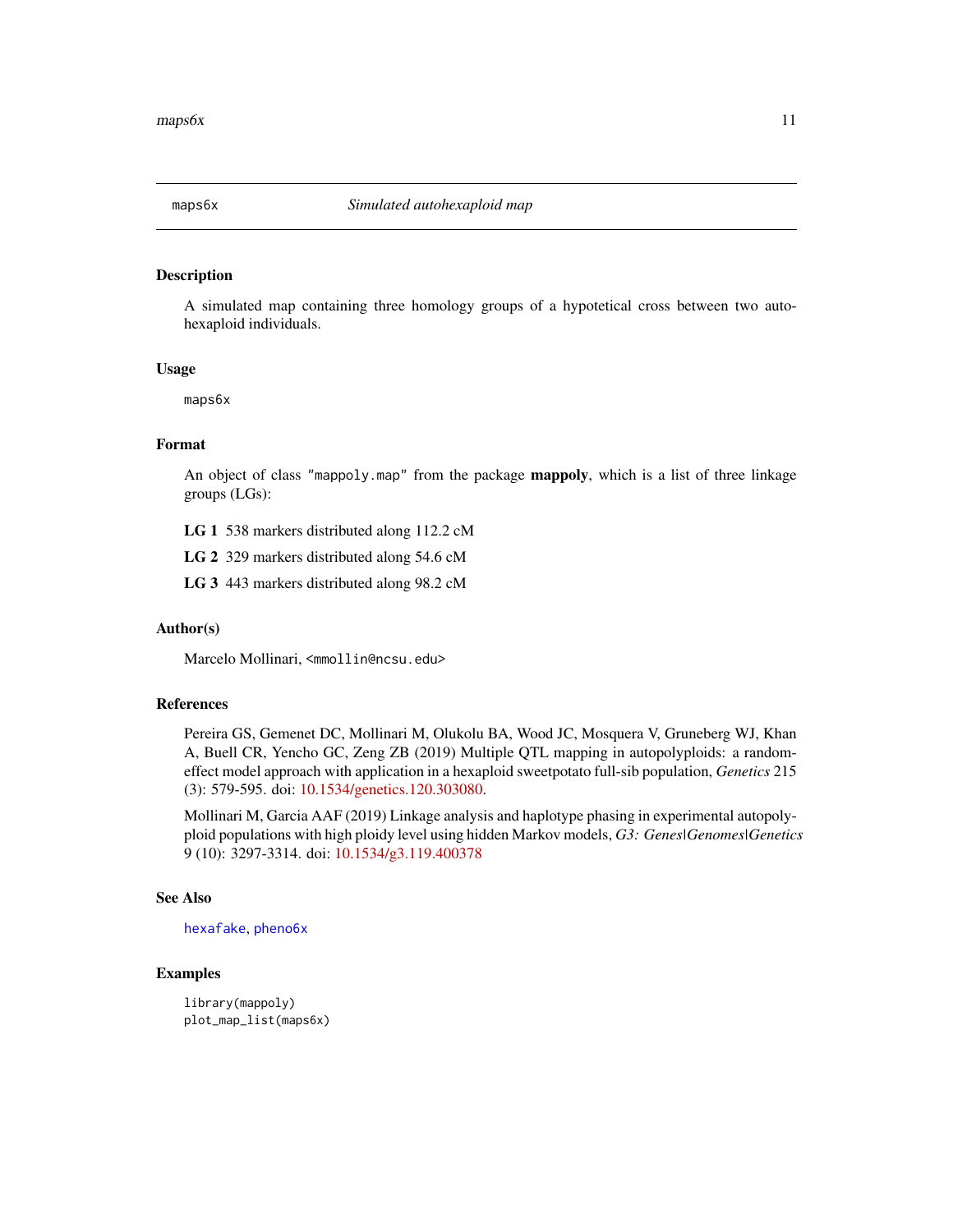## maps6x — *Simulated autohexaploid map*

### Description

A simulated map containing three homology groups of a hypotetical cross between two autohexaploid individuals.

### Usage

```
maps6x
```

### Format

An object of class "mappoly.map" from the package **mappoly**, which is a list of three linkage groups (LGs):

**LG 1** 538 markers distributed along 112.2 cM

**LG 2** 329 markers distributed along 54.6 cM

**LG 3** 443 markers distributed along 98.2 cM

### Author(s)

Marcelo Mollinari, <mmollin@ncsu.edu>

### References

Pereira GS, Gemenet DC, Mollinari M, Olukolu BA, Wood JC, Mosquera V, Gruneberg WJ, Khan A, Buell CR, Yencho GC, Zeng ZB (2019) Multiple QTL mapping in autopolyploids: a random-effect model approach with application in a hexaploid sweetpotato full-sib population, *Genetics* 215 (3): 579-595. doi: 10.1534/genetics.120.303080.

Mollinari M, Garcia AAF (2019) Linkage analysis and haplotype phasing in experimental autopolyploid populations with high ploidy level using hidden Markov models, *G3: Genes|Genomes|Genetics* 9 (10): 3297-3314. doi: 10.1534/g3.119.400378

### See Also

hexafake, pheno6x

### Examples

```
library(mappoly)
plot_map_list(maps6x)
```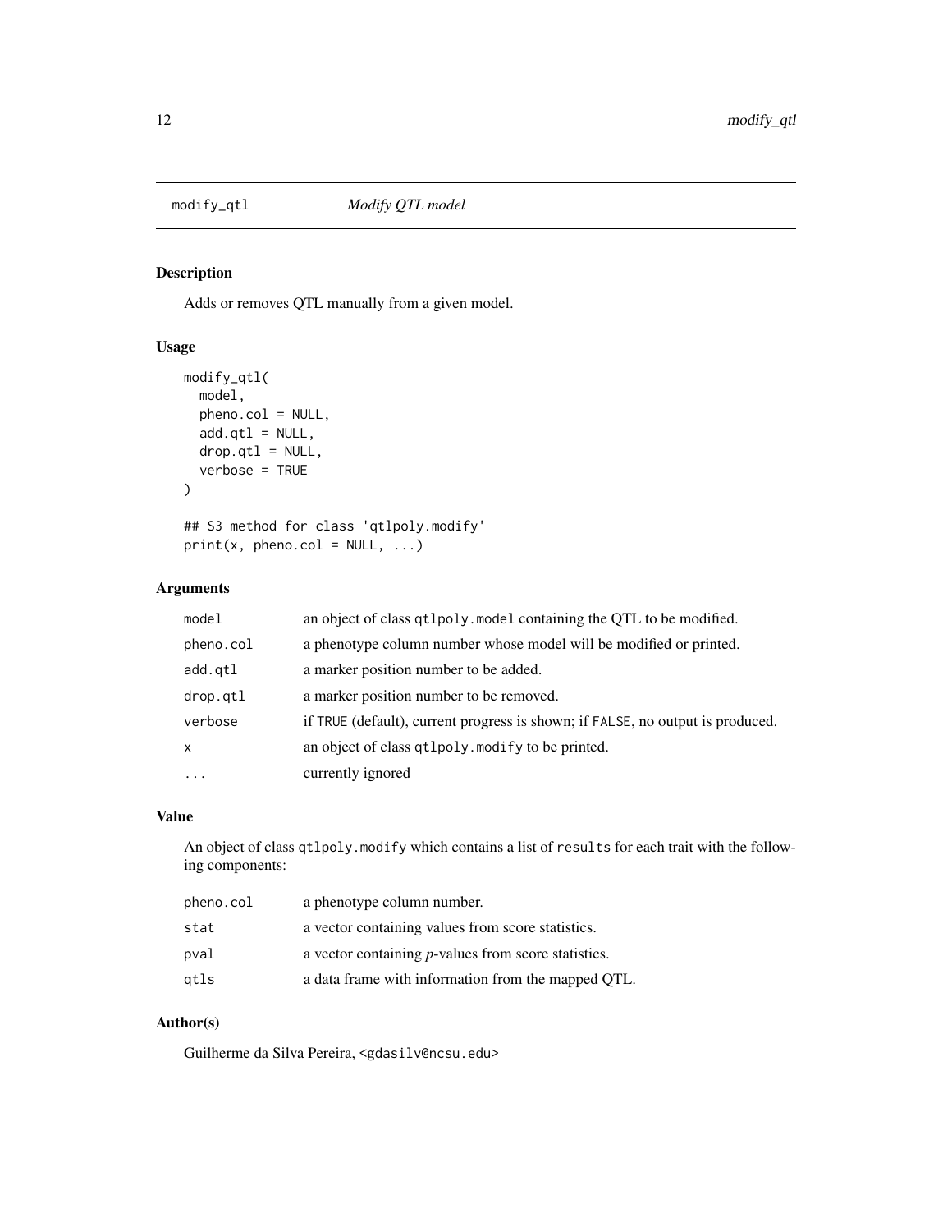## modify_qtl    *Modify QTL model*

### Description

Adds or removes QTL manually from a given model.

### Usage

```
modify_qtl(
  model,
  pheno.col = NULL,
  add.qtl = NULL,
  drop.qtl = NULL,
  verbose = TRUE
)

## S3 method for class 'qtlpoly.modify'
print(x, pheno.col = NULL, ...)
```

### Arguments

| | |
|---|---|
| `model` | an object of class `qtlpoly.model` containing the QTL to be modified. |
| `pheno.col` | a phenotype column number whose model will be modified or printed. |
| `add.qtl` | a marker position number to be added. |
| `drop.qtl` | a marker position number to be removed. |
| `verbose` | if `TRUE` (default), current progress is shown; if `FALSE`, no output is produced. |
| `x` | an object of class `qtlpoly.modify` to be printed. |
| `...` | currently ignored |

### Value

An object of class `qtlpoly.modify` which contains a list of `results` for each trait with the following components:

| | |
|---|---|
| `pheno.col` | a phenotype column number. |
| `stat` | a vector containing values from score statistics. |
| `pval` | a vector containing *p*-values from score statistics. |
| `qtls` | a data frame with information from the mapped QTL. |

### Author(s)

Guilherme da Silva Pereira, <gdasilv@ncsu.edu>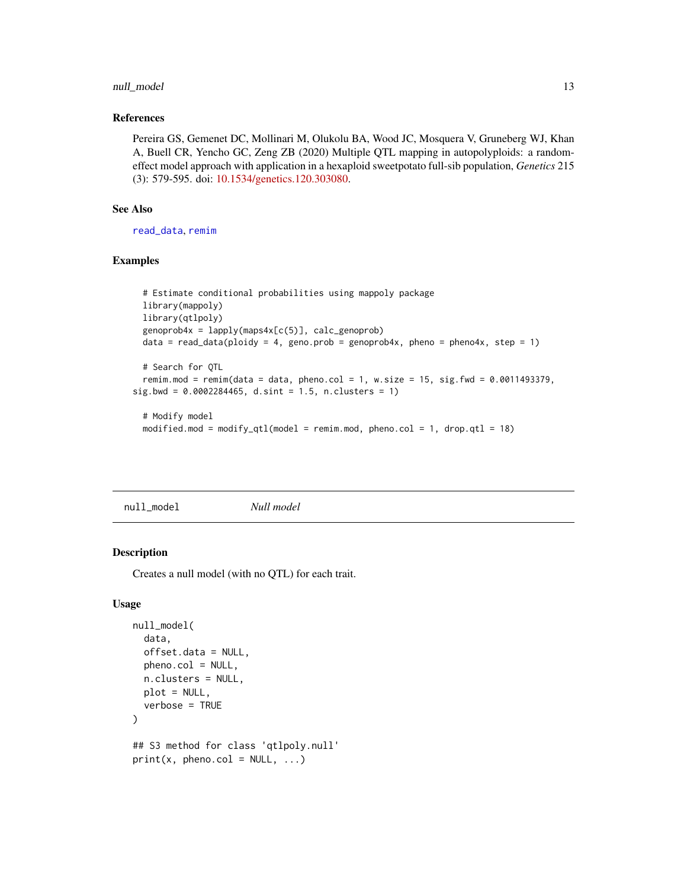### References

Pereira GS, Gemenet DC, Mollinari M, Olukolu BA, Wood JC, Mosquera V, Gruneberg WJ, Khan A, Buell CR, Yencho GC, Zeng ZB (2020) Multiple QTL mapping in autopolyploids: a random-effect model approach with application in a hexaploid sweetpotato full-sib population, *Genetics* 215 (3): 579-595. doi: 10.1534/genetics.120.303080.

### See Also

read_data, remim

### Examples

```
  # Estimate conditional probabilities using mappoly package
  library(mappoly)
  library(qtlpoly)
  genoprob4x = lapply(maps4x[c(5)], calc_genoprob)
  data = read_data(ploidy = 4, geno.prob = genoprob4x, pheno = pheno4x, step = 1)

  # Search for QTL
  remim.mod = remim(data = data, pheno.col = 1, w.size = 15, sig.fwd = 0.0011493379,
sig.bwd = 0.0002284465, d.sint = 1.5, n.clusters = 1)

  # Modify model
  modified.mod = modify_qtl(model = remim.mod, pheno.col = 1, drop.qtl = 18)
```

---

## null_model    *Null model*

---

### Description

Creates a null model (with no QTL) for each trait.

### Usage

```
null_model(
  data,
  offset.data = NULL,
  pheno.col = NULL,
  n.clusters = NULL,
  plot = NULL,
  verbose = TRUE
)

## S3 method for class 'qtlpoly.null'
print(x, pheno.col = NULL, ...)
```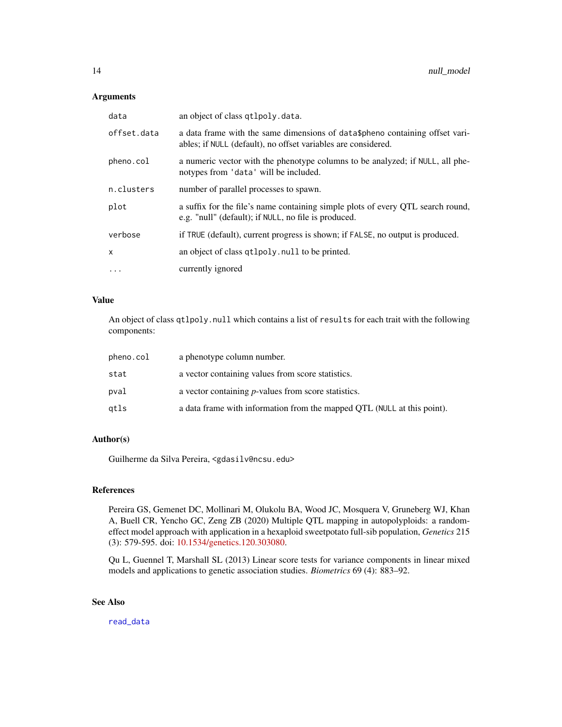## Arguments

| | |
|---|---|
| `data` | an object of class `qtlpoly.data`. |
| `offset.data` | a data frame with the same dimensions of `data$pheno` containing offset variables; if `NULL` (default), no offset variables are considered. |
| `pheno.col` | a numeric vector with the phenotype columns to be analyzed; if `NULL`, all phenotypes from `'data'` will be included. |
| `n.clusters` | number of parallel processes to spawn. |
| `plot` | a suffix for the file's name containing simple plots of every QTL search round, e.g. "null" (default); if `NULL`, no file is produced. |
| `verbose` | if `TRUE` (default), current progress is shown; if `FALSE`, no output is produced. |
| `x` | an object of class `qtlpoly.null` to be printed. |
| `...` | currently ignored |

## Value

An object of class `qtlpoly.null` which contains a list of `results` for each trait with the following components:

| | |
|---|---|
| `pheno.col` | a phenotype column number. |
| `stat` | a vector containing values from score statistics. |
| `pval` | a vector containing *p*-values from score statistics. |
| `qtls` | a data frame with information from the mapped QTL (`NULL` at this point). |

## Author(s)

Guilherme da Silva Pereira, <gdasilv@ncsu.edu>

## References

Pereira GS, Gemenet DC, Mollinari M, Olukolu BA, Wood JC, Mosquera V, Gruneberg WJ, Khan A, Buell CR, Yencho GC, Zeng ZB (2020) Multiple QTL mapping in autopolyploids: a random-effect model approach with application in a hexaploid sweetpotato full-sib population, *Genetics* 215 (3): 579-595. doi: 10.1534/genetics.120.303080.

Qu L, Guennel T, Marshall SL (2013) Linear score tests for variance components in linear mixed models and applications to genetic association studies. *Biometrics* 69 (4): 883–92.

## See Also

`read_data`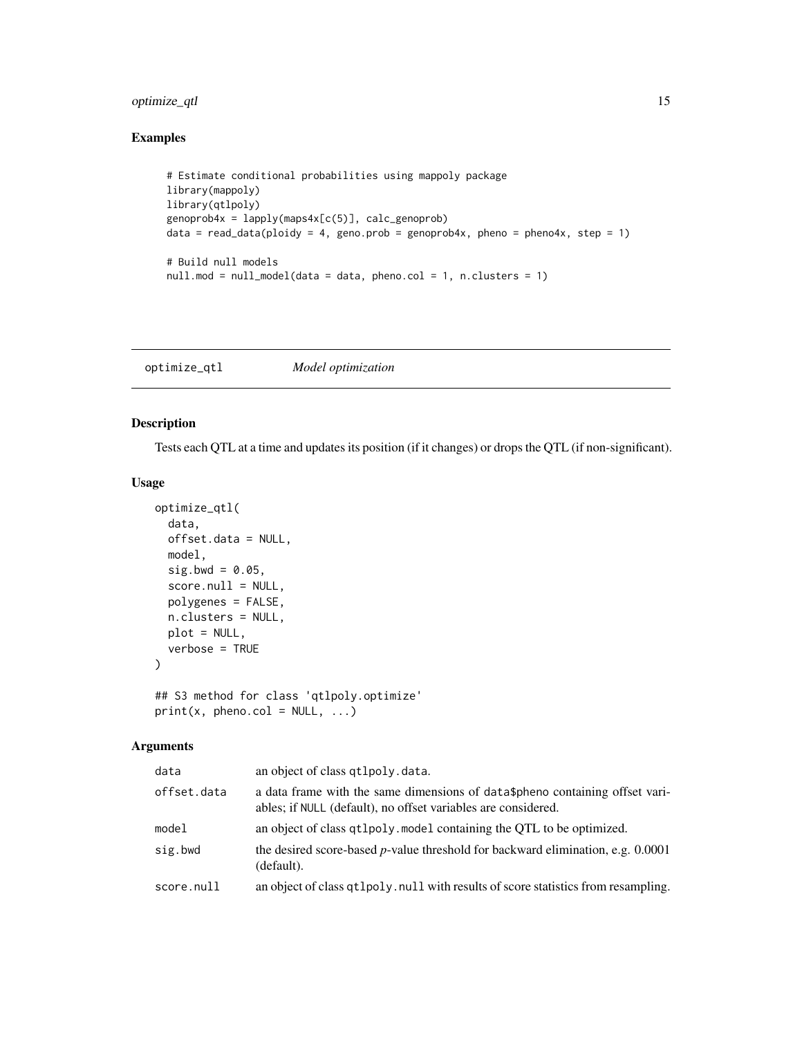## Examples

```
# Estimate conditional probabilities using mappoly package
library(mappoly)
library(qtlpoly)
genoprob4x = lapply(maps4x[c(5)], calc_genoprob)
data = read_data(ploidy = 4, geno.prob = genoprob4x, pheno = pheno4x, step = 1)

# Build null models
null.mod = null_model(data = data, pheno.col = 1, n.clusters = 1)
```

---

# optimize_qtl    *Model optimization*

---

## Description

Tests each QTL at a time and updates its position (if it changes) or drops the QTL (if non-significant).

## Usage

```
optimize_qtl(
  data,
  offset.data = NULL,
  model,
  sig.bwd = 0.05,
  score.null = NULL,
  polygenes = FALSE,
  n.clusters = NULL,
  plot = NULL,
  verbose = TRUE
)

## S3 method for class 'qtlpoly.optimize'
print(x, pheno.col = NULL, ...)
```

## Arguments

| | |
|---|---|
| `data` | an object of class `qtlpoly.data`. |
| `offset.data` | a data frame with the same dimensions of `data$pheno` containing offset variables; if `NULL` (default), no offset variables are considered. |
| `model` | an object of class `qtlpoly.model` containing the QTL to be optimized. |
| `sig.bwd` | the desired score-based *p*-value threshold for backward elimination, e.g. 0.0001 (default). |
| `score.null` | an object of class `qtlpoly.null` with results of score statistics from resampling. |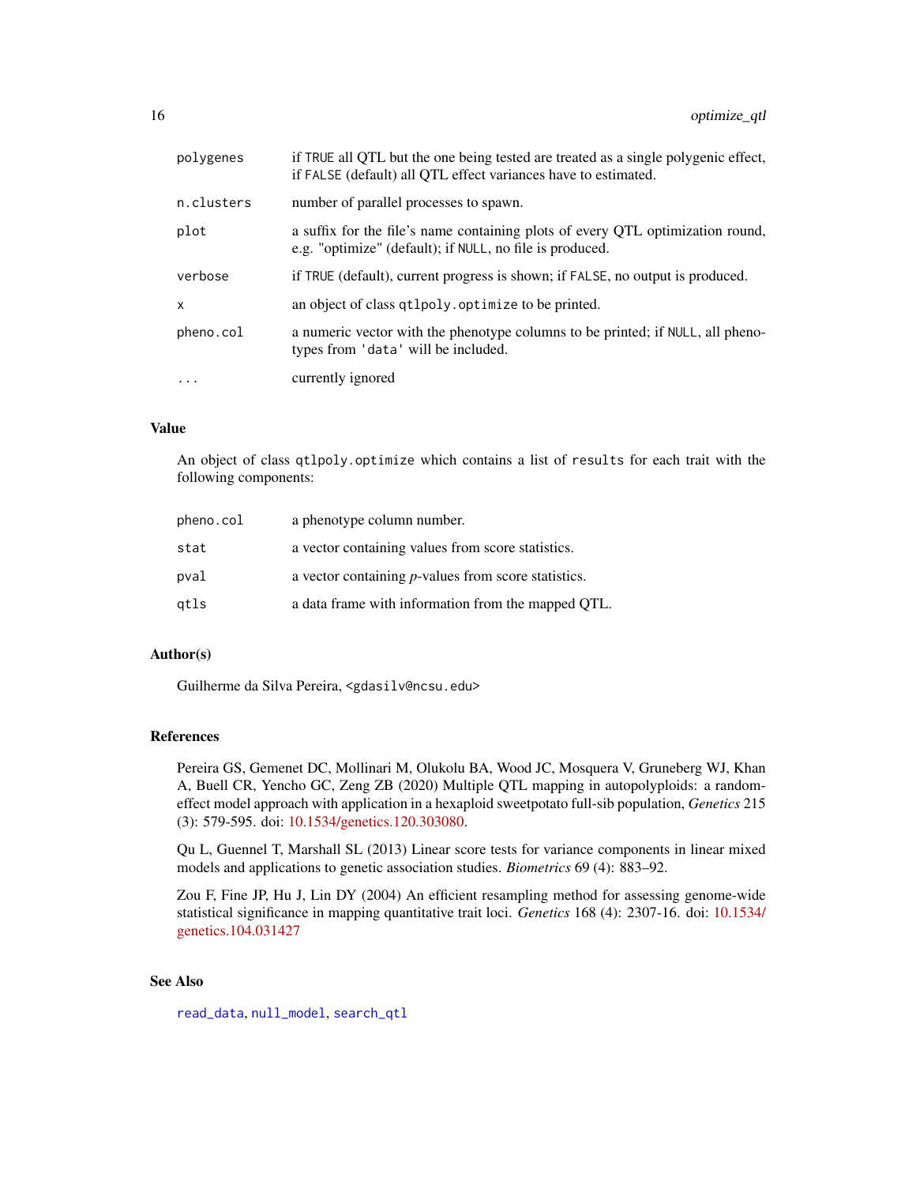| | |
|---|---|
| `polygenes` | if `TRUE` all QTL but the one being tested are treated as a single polygenic effect, if `FALSE` (default) all QTL effect variances have to estimated. |
| `n.clusters` | number of parallel processes to spawn. |
| `plot` | a suffix for the file's name containing plots of every QTL optimization round, e.g. "optimize" (default); if `NULL`, no file is produced. |
| `verbose` | if `TRUE` (default), current progress is shown; if `FALSE`, no output is produced. |
| `x` | an object of class `qtlpoly.optimize` to be printed. |
| `pheno.col` | a numeric vector with the phenotype columns to be printed; if `NULL`, all phenotypes from `'data'` will be included. |
| `...` | currently ignored |

## Value

An object of class `qtlpoly.optimize` which contains a list of `results` for each trait with the following components:

| | |
|---|---|
| `pheno.col` | a phenotype column number. |
| `stat` | a vector containing values from score statistics. |
| `pval` | a vector containing *p*-values from score statistics. |
| `qtls` | a data frame with information from the mapped QTL. |

## Author(s)

Guilherme da Silva Pereira, <gdasilv@ncsu.edu>

## References

Pereira GS, Gemenet DC, Mollinari M, Olukolu BA, Wood JC, Mosquera V, Gruneberg WJ, Khan A, Buell CR, Yencho GC, Zeng ZB (2020) Multiple QTL mapping in autopolyploids: a random-effect model approach with application in a hexaploid sweetpotato full-sib population, *Genetics* 215 (3): 579-595. doi: 10.1534/genetics.120.303080.

Qu L, Guennel T, Marshall SL (2013) Linear score tests for variance components in linear mixed models and applications to genetic association studies. *Biometrics* 69 (4): 883–92.

Zou F, Fine JP, Hu J, Lin DY (2004) An efficient resampling method for assessing genome-wide statistical significance in mapping quantitative trait loci. *Genetics* 168 (4): 2307-16. doi: 10.1534/genetics.104.031427

## See Also

`read_data`, `null_model`, `search_qtl`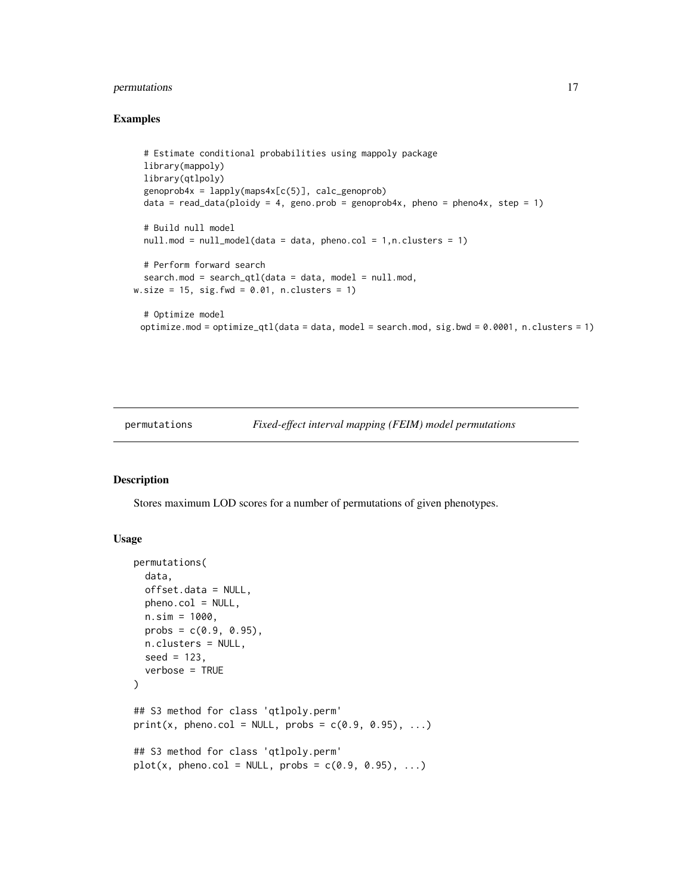## Examples

```
  # Estimate conditional probabilities using mappoly package
  library(mappoly)
  library(qtlpoly)
  genoprob4x = lapply(maps4x[c(5)], calc_genoprob)
  data = read_data(ploidy = 4, geno.prob = genoprob4x, pheno = pheno4x, step = 1)

  # Build null model
  null.mod = null_model(data = data, pheno.col = 1,n.clusters = 1)

  # Perform forward search
  search.mod = search_qtl(data = data, model = null.mod,
w.size = 15, sig.fwd = 0.01, n.clusters = 1)

  # Optimize model
 optimize.mod = optimize_qtl(data = data, model = search.mod, sig.bwd = 0.0001, n.clusters = 1)
```

---

permutations *Fixed-effect interval mapping (FEIM) model permutations*

---

## Description

Stores maximum LOD scores for a number of permutations of given phenotypes.

## Usage

```
permutations(
  data,
  offset.data = NULL,
  pheno.col = NULL,
  n.sim = 1000,
  probs = c(0.9, 0.95),
  n.clusters = NULL,
  seed = 123,
  verbose = TRUE
)

## S3 method for class 'qtlpoly.perm'
print(x, pheno.col = NULL, probs = c(0.9, 0.95), ...)

## S3 method for class 'qtlpoly.perm'
plot(x, pheno.col = NULL, probs = c(0.9, 0.95), ...)
```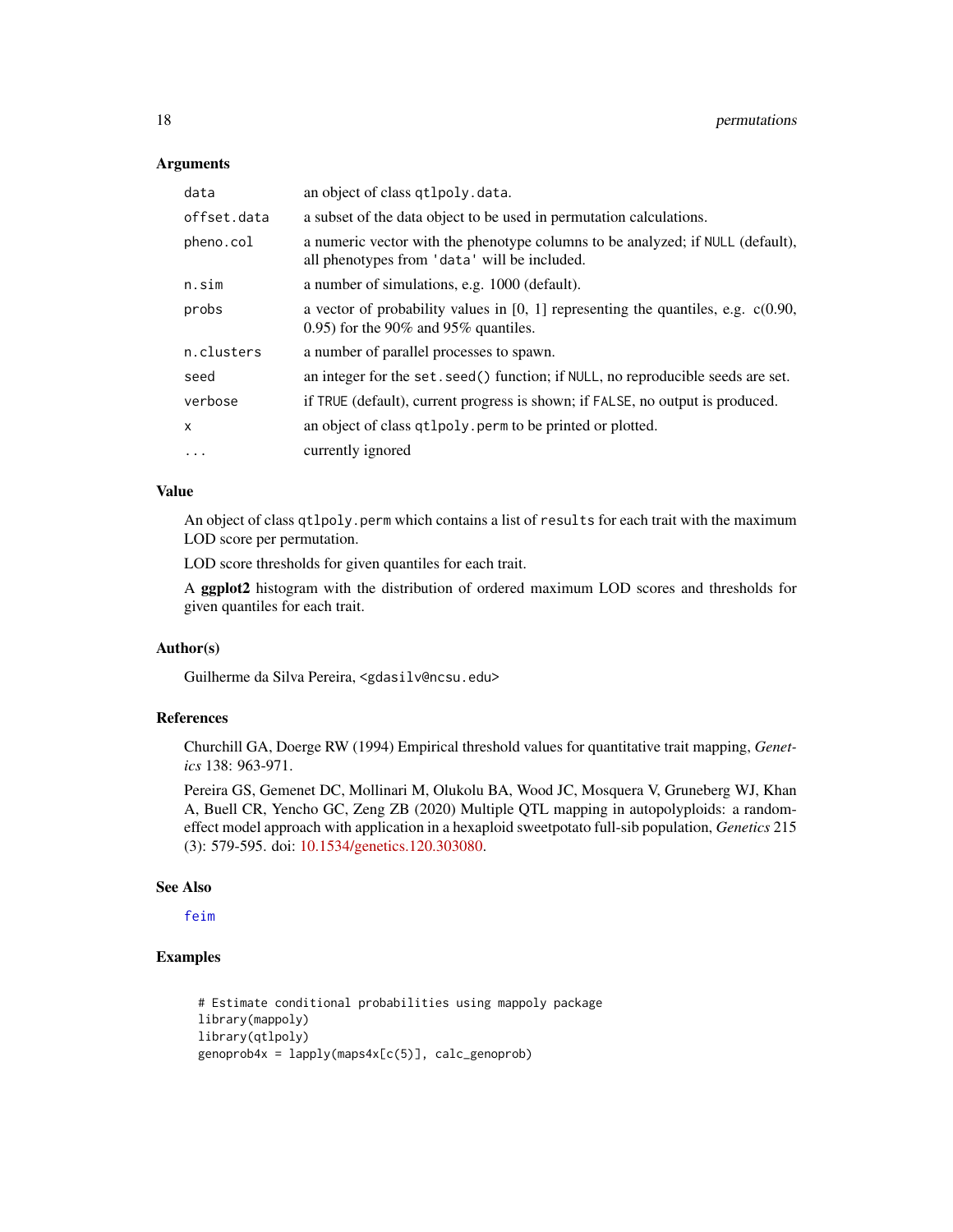### Arguments

| | |
|---|---|
| `data` | an object of class `qtlpoly.data`. |
| `offset.data` | a subset of the data object to be used in permutation calculations. |
| `pheno.col` | a numeric vector with the phenotype columns to be analyzed; if `NULL` (default), all phenotypes from `'data'` will be included. |
| `n.sim` | a number of simulations, e.g. 1000 (default). |
| `probs` | a vector of probability values in [0, 1] representing the quantiles, e.g. c(0.90, 0.95) for the 90% and 95% quantiles. |
| `n.clusters` | a number of parallel processes to spawn. |
| `seed` | an integer for the `set.seed()` function; if `NULL`, no reproducible seeds are set. |
| `verbose` | if `TRUE` (default), current progress is shown; if `FALSE`, no output is produced. |
| `x` | an object of class `qtlpoly.perm` to be printed or plotted. |
| `...` | currently ignored |

### Value

An object of class `qtlpoly.perm` which contains a list of `results` for each trait with the maximum LOD score per permutation.

LOD score thresholds for given quantiles for each trait.

A **ggplot2** histogram with the distribution of ordered maximum LOD scores and thresholds for given quantiles for each trait.

### Author(s)

Guilherme da Silva Pereira, <gdasilv@ncsu.edu>

### References

Churchill GA, Doerge RW (1994) Empirical threshold values for quantitative trait mapping, *Genetics* 138: 963-971.

Pereira GS, Gemenet DC, Mollinari M, Olukolu BA, Wood JC, Mosquera V, Gruneberg WJ, Khan A, Buell CR, Yencho GC, Zeng ZB (2020) Multiple QTL mapping in autopolyploids: a random-effect model approach with application in a hexaploid sweetpotato full-sib population, *Genetics* 215 (3): 579-595. doi: 10.1534/genetics.120.303080.

### See Also

`feim`

### Examples

```
# Estimate conditional probabilities using mappoly package
library(mappoly)
library(qtlpoly)
genoprob4x = lapply(maps4x[c(5)], calc_genoprob)
```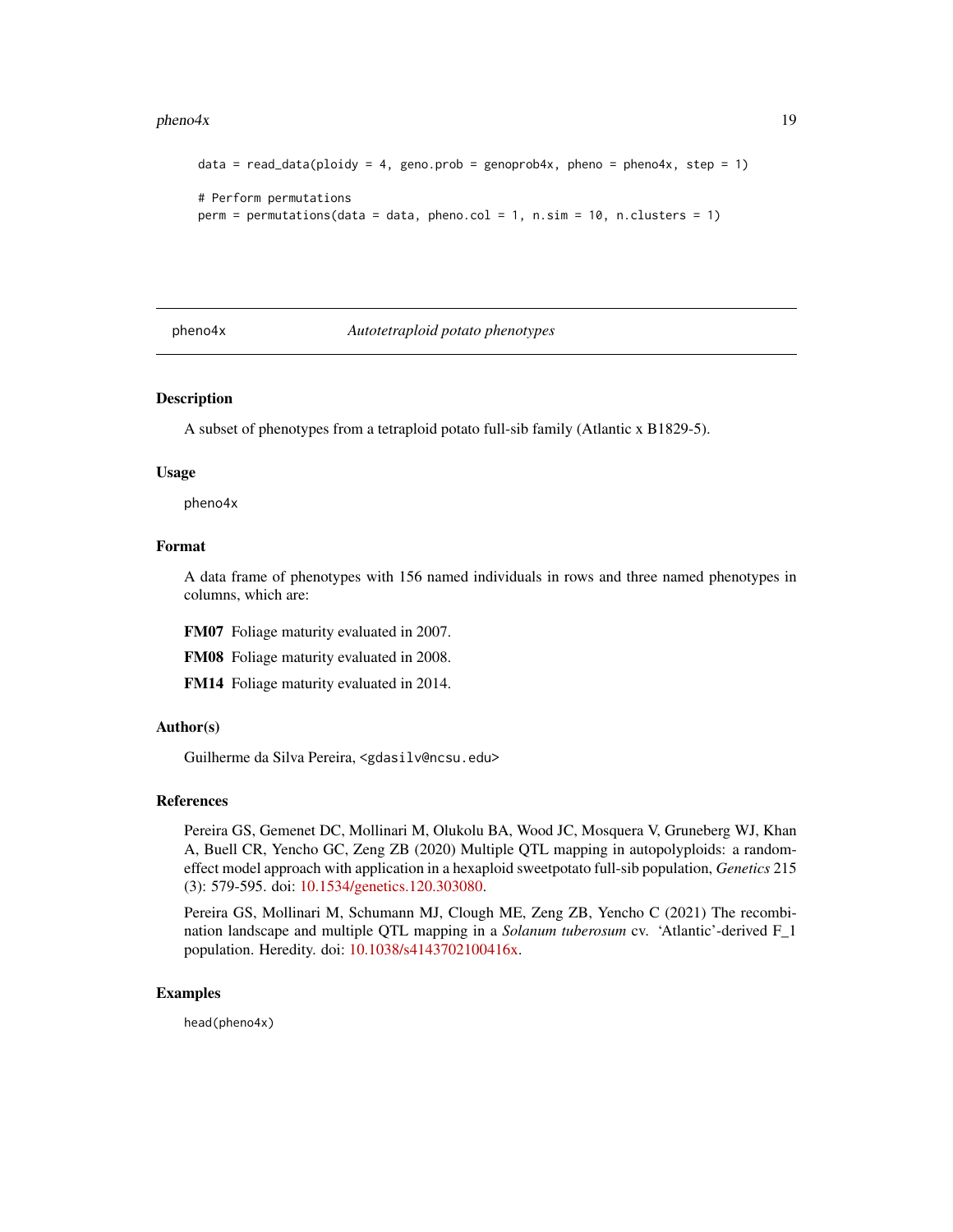```
data = read_data(ploidy = 4, geno.prob = genoprob4x, pheno = pheno4x, step = 1)

# Perform permutations
perm = permutations(data = data, pheno.col = 1, n.sim = 10, n.clusters = 1)
```

## pheno4x *Autotetraploid potato phenotypes*

### Description

A subset of phenotypes from a tetraploid potato full-sib family (Atlantic x B1829-5).

### Usage

```
pheno4x
```

### Format

A data frame of phenotypes with 156 named individuals in rows and three named phenotypes in columns, which are:

**FM07** Foliage maturity evaluated in 2007.

**FM08** Foliage maturity evaluated in 2008.

**FM14** Foliage maturity evaluated in 2014.

### Author(s)

Guilherme da Silva Pereira, <gdasilv@ncsu.edu>

### References

Pereira GS, Gemenet DC, Mollinari M, Olukolu BA, Wood JC, Mosquera V, Gruneberg WJ, Khan A, Buell CR, Yencho GC, Zeng ZB (2020) Multiple QTL mapping in autopolyploids: a random-effect model approach with application in a hexaploid sweetpotato full-sib population, *Genetics* 215 (3): 579-595. doi: 10.1534/genetics.120.303080.

Pereira GS, Mollinari M, Schumann MJ, Clough ME, Zeng ZB, Yencho C (2021) The recombination landscape and multiple QTL mapping in a *Solanum tuberosum* cv. 'Atlantic'-derived F_1 population. Heredity. doi: 10.1038/s4143702100416x.

### Examples

```
head(pheno4x)
```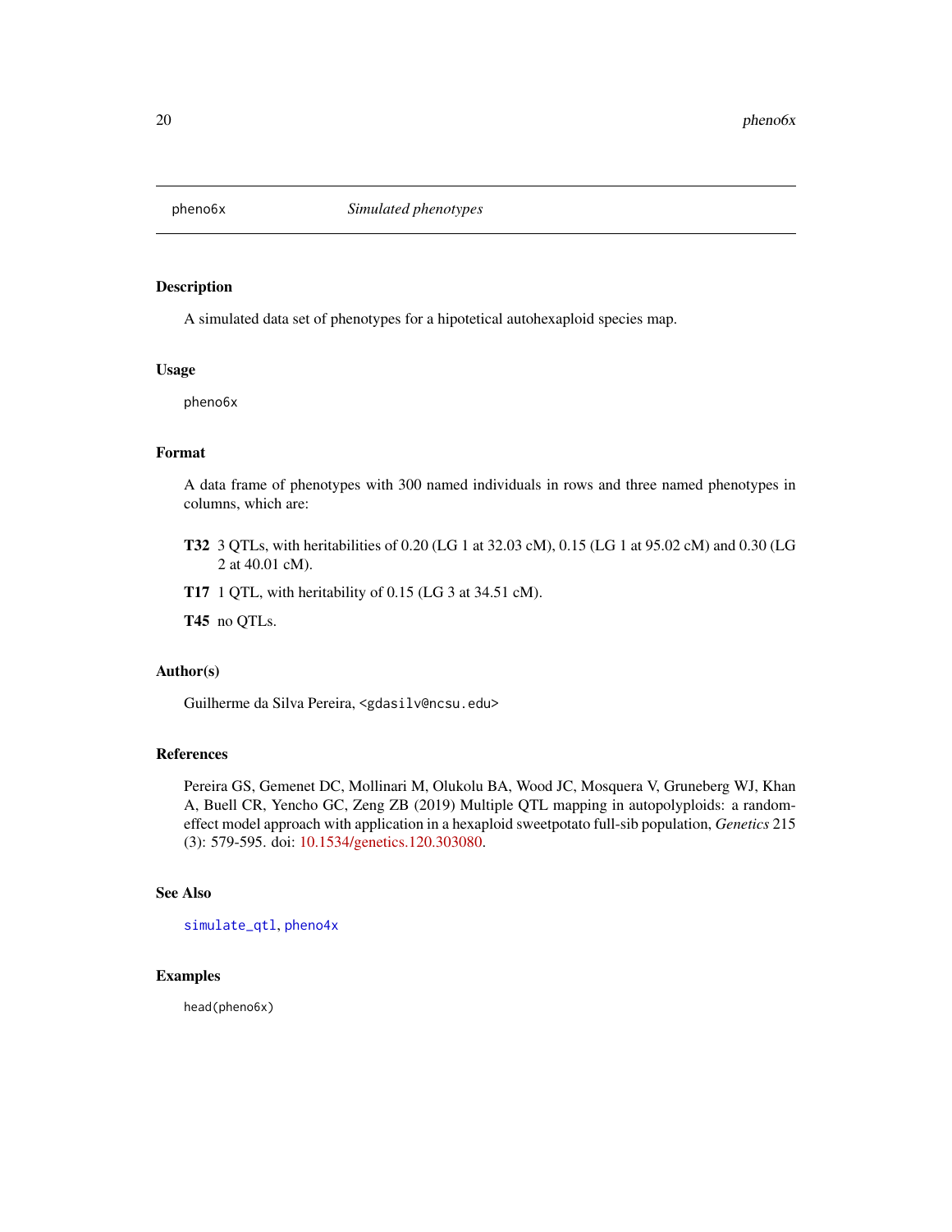pheno6x *Simulated phenotypes*

## Description

A simulated data set of phenotypes for a hipotetical autohexaploid species map.

## Usage

```
pheno6x
```

## Format

A data frame of phenotypes with 300 named individuals in rows and three named phenotypes in columns, which are:

**T32** 3 QTLs, with heritabilities of 0.20 (LG 1 at 32.03 cM), 0.15 (LG 1 at 95.02 cM) and 0.30 (LG 2 at 40.01 cM).

**T17** 1 QTL, with heritability of 0.15 (LG 3 at 34.51 cM).

**T45** no QTLs.

## Author(s)

Guilherme da Silva Pereira, <gdasilv@ncsu.edu>

## References

Pereira GS, Gemenet DC, Mollinari M, Olukolu BA, Wood JC, Mosquera V, Gruneberg WJ, Khan A, Buell CR, Yencho GC, Zeng ZB (2019) Multiple QTL mapping in autopolyploids: a random-effect model approach with application in a hexaploid sweetpotato full-sib population, *Genetics* 215 (3): 579-595. doi: 10.1534/genetics.120.303080.

## See Also

simulate_qtl, pheno4x

## Examples

```
head(pheno6x)
```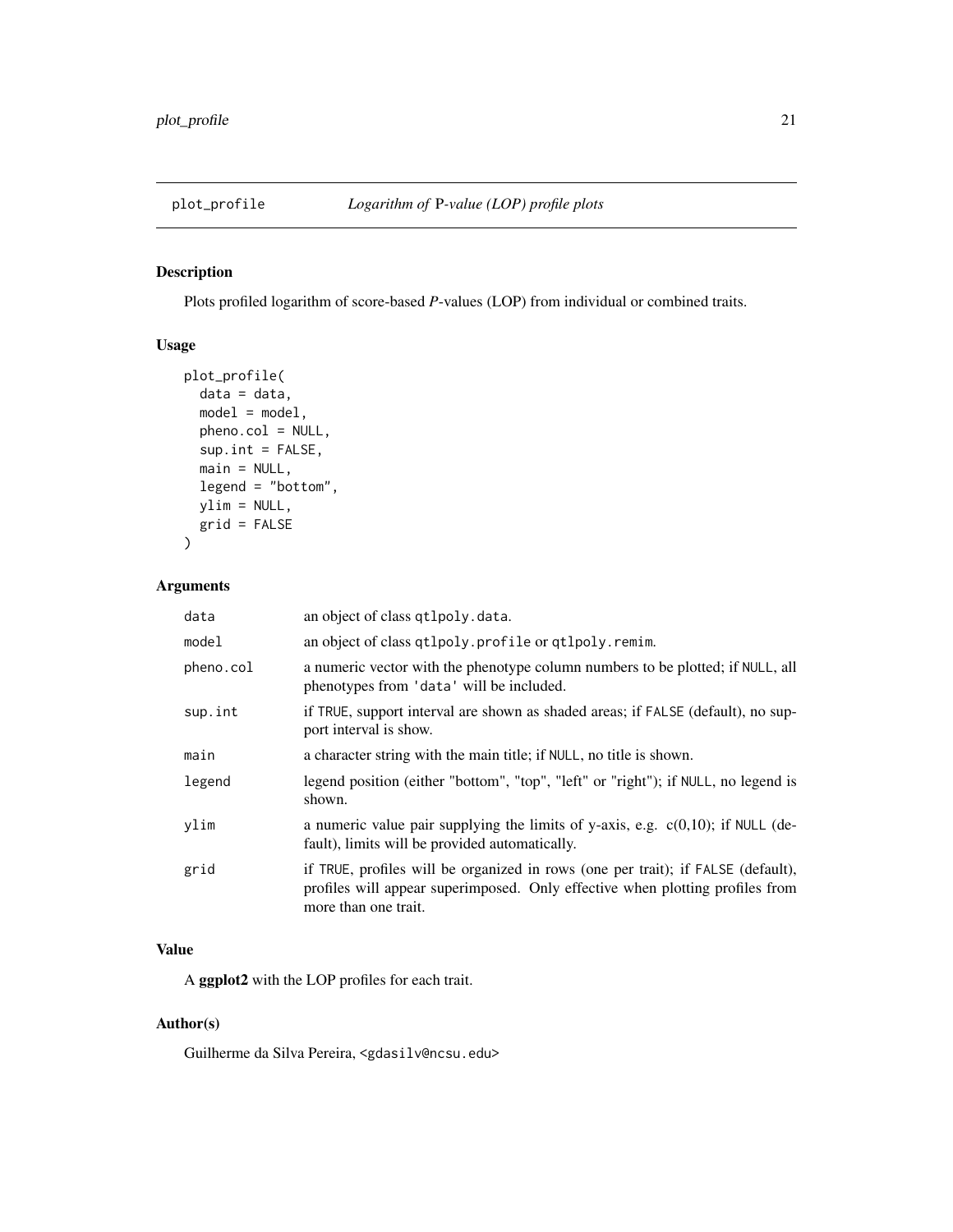## plot_profile — *Logarithm of P-value (LOP) profile plots*

### Description

Plots profiled logarithm of score-based *P*-values (LOP) from individual or combined traits.

### Usage

```
plot_profile(
  data = data,
  model = model,
  pheno.col = NULL,
  sup.int = FALSE,
  main = NULL,
  legend = "bottom",
  ylim = NULL,
  grid = FALSE
)
```

### Arguments

| | |
|---|---|
| `data` | an object of class `qtlpoly.data`. |
| `model` | an object of class `qtlpoly.profile` or `qtlpoly.remim`. |
| `pheno.col` | a numeric vector with the phenotype column numbers to be plotted; if `NULL`, all phenotypes from `'data'` will be included. |
| `sup.int` | if `TRUE`, support interval are shown as shaded areas; if `FALSE` (default), no support interval is show. |
| `main` | a character string with the main title; if `NULL`, no title is shown. |
| `legend` | legend position (either "bottom", "top", "left" or "right"); if `NULL`, no legend is shown. |
| `ylim` | a numeric value pair supplying the limits of y-axis, e.g. c(0,10); if `NULL` (default), limits will be provided automatically. |
| `grid` | if `TRUE`, profiles will be organized in rows (one per trait); if `FALSE` (default), profiles will appear superimposed. Only effective when plotting profiles from more than one trait. |

### Value

A **ggplot2** with the LOP profiles for each trait.

### Author(s)

Guilherme da Silva Pereira, `<gdasilv@ncsu.edu>`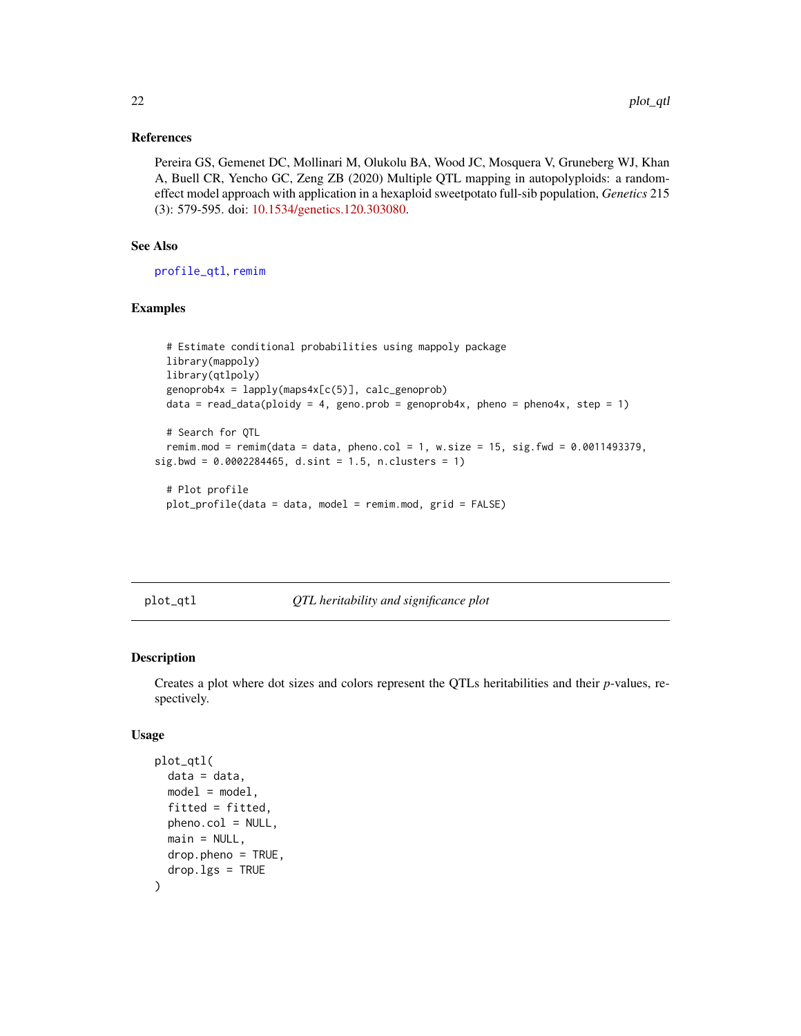### References

Pereira GS, Gemenet DC, Mollinari M, Olukolu BA, Wood JC, Mosquera V, Gruneberg WJ, Khan A, Buell CR, Yencho GC, Zeng ZB (2020) Multiple QTL mapping in autopolyploids: a random-effect model approach with application in a hexaploid sweetpotato full-sib population, *Genetics* 215 (3): 579-595. doi: 10.1534/genetics.120.303080.

### See Also

`profile_qtl`, `remim`

### Examples

```
  # Estimate conditional probabilities using mappoly package
  library(mappoly)
  library(qtlpoly)
  genoprob4x = lapply(maps4x[c(5)], calc_genoprob)
  data = read_data(ploidy = 4, geno.prob = genoprob4x, pheno = pheno4x, step = 1)

  # Search for QTL
  remim.mod = remim(data = data, pheno.col = 1, w.size = 15, sig.fwd = 0.0011493379,
sig.bwd = 0.0002284465, d.sint = 1.5, n.clusters = 1)

  # Plot profile
  plot_profile(data = data, model = remim.mod, grid = FALSE)
```

---

## plot_qtl — *QTL heritability and significance plot*

### Description

Creates a plot where dot sizes and colors represent the QTLs heritabilities and their *p*-values, respectively.

### Usage

```
plot_qtl(
  data = data,
  model = model,
  fitted = fitted,
  pheno.col = NULL,
  main = NULL,
  drop.pheno = TRUE,
  drop.lgs = TRUE
)
```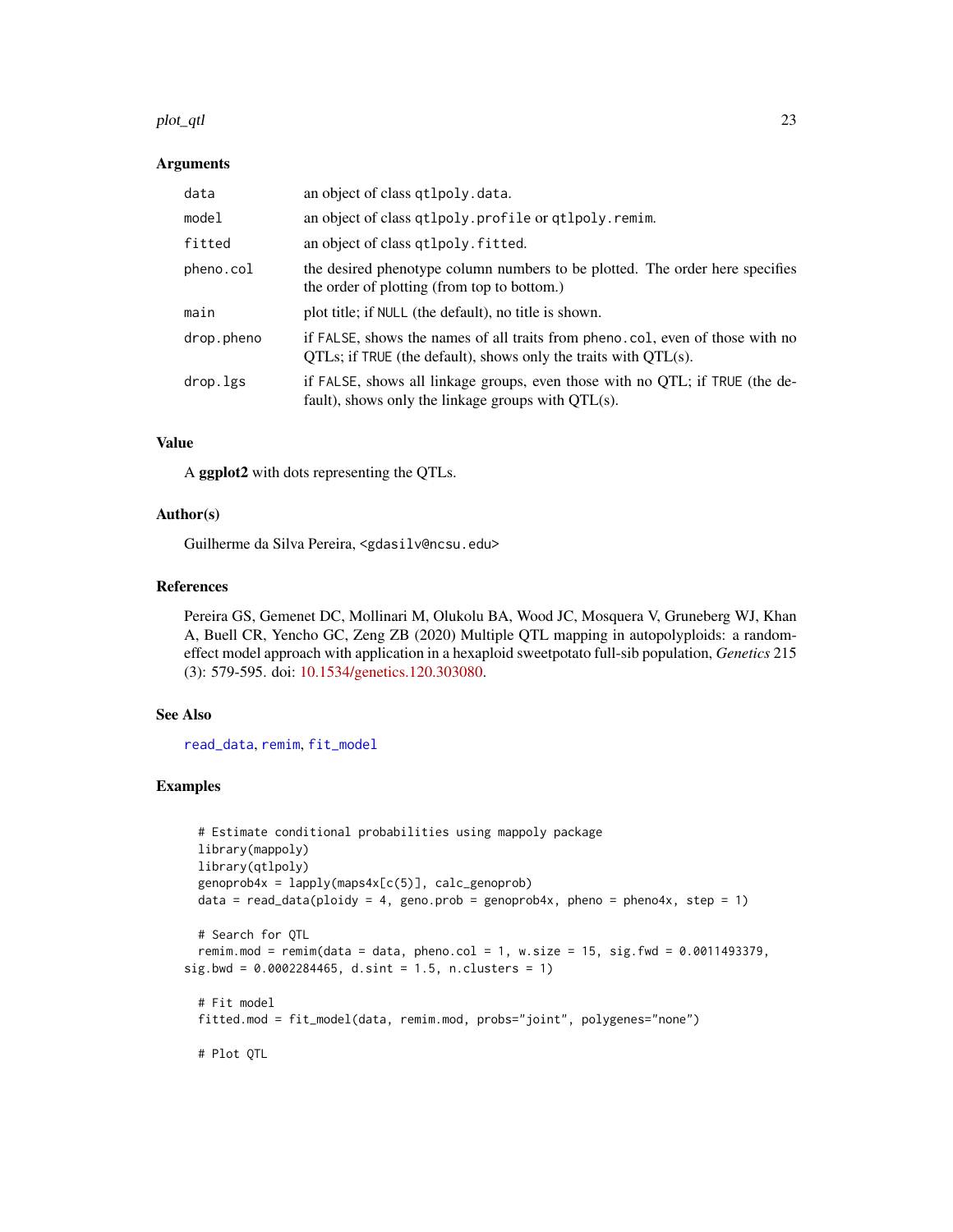### Arguments

| | |
|---|---|
| `data` | an object of class `qtlpoly.data`. |
| `model` | an object of class `qtlpoly.profile` or `qtlpoly.remim`. |
| `fitted` | an object of class `qtlpoly.fitted`. |
| `pheno.col` | the desired phenotype column numbers to be plotted. The order here specifies the order of plotting (from top to bottom.) |
| `main` | plot title; if `NULL` (the default), no title is shown. |
| `drop.pheno` | if `FALSE`, shows the names of all traits from `pheno.col`, even of those with no QTLs; if `TRUE` (the default), shows only the traits with QTL(s). |
| `drop.lgs` | if `FALSE`, shows all linkage groups, even those with no QTL; if `TRUE` (the default), shows only the linkage groups with QTL(s). |

### Value

A **ggplot2** with dots representing the QTLs.

### Author(s)

Guilherme da Silva Pereira, `<gdasilv@ncsu.edu>`

### References

Pereira GS, Gemenet DC, Mollinari M, Olukolu BA, Wood JC, Mosquera V, Gruneberg WJ, Khan A, Buell CR, Yencho GC, Zeng ZB (2020) Multiple QTL mapping in autopolyploids: a random-effect model approach with application in a hexaploid sweetpotato full-sib population, *Genetics* 215 (3): 579-595. doi: 10.1534/genetics.120.303080.

### See Also

`read_data`, `remim`, `fit_model`

### Examples

```
  # Estimate conditional probabilities using mappoly package
  library(mappoly)
  library(qtlpoly)
  genoprob4x = lapply(maps4x[c(5)], calc_genoprob)
  data = read_data(ploidy = 4, geno.prob = genoprob4x, pheno = pheno4x, step = 1)

  # Search for QTL
  remim.mod = remim(data = data, pheno.col = 1, w.size = 15, sig.fwd = 0.0011493379,
sig.bwd = 0.0002284465, d.sint = 1.5, n.clusters = 1)

  # Fit model
  fitted.mod = fit_model(data, remim.mod, probs="joint", polygenes="none")

  # Plot QTL
```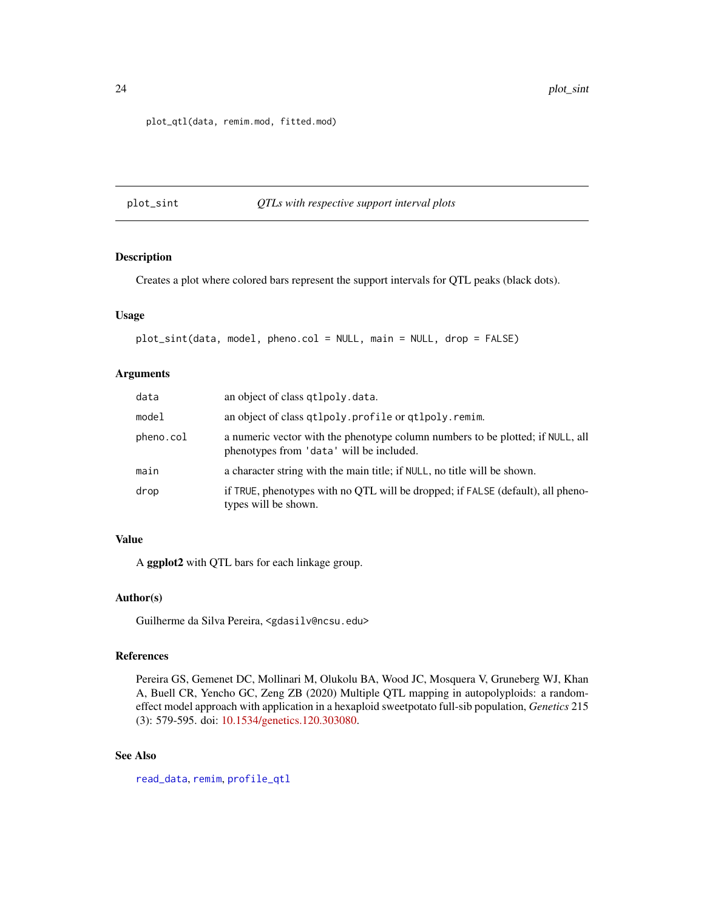```
plot_qtl(data, remim.mod, fitted.mod)
```

## plot_sint *QTLs with respective support interval plots*

### Description

Creates a plot where colored bars represent the support intervals for QTL peaks (black dots).

### Usage

```
plot_sint(data, model, pheno.col = NULL, main = NULL, drop = FALSE)
```

### Arguments

| | |
|---|---|
| `data` | an object of class `qtlpoly.data`. |
| `model` | an object of class `qtlpoly.profile` or `qtlpoly.remim`. |
| `pheno.col` | a numeric vector with the phenotype column numbers to be plotted; if `NULL`, all phenotypes from `'data'` will be included. |
| `main` | a character string with the main title; if `NULL`, no title will be shown. |
| `drop` | if `TRUE`, phenotypes with no QTL will be dropped; if `FALSE` (default), all phenotypes will be shown. |

### Value

A **ggplot2** with QTL bars for each linkage group.

### Author(s)

Guilherme da Silva Pereira, <gdasilv@ncsu.edu>

### References

Pereira GS, Gemenet DC, Mollinari M, Olukolu BA, Wood JC, Mosquera V, Gruneberg WJ, Khan A, Buell CR, Yencho GC, Zeng ZB (2020) Multiple QTL mapping in autopolyploids: a random-effect model approach with application in a hexaploid sweetpotato full-sib population, *Genetics* 215 (3): 579-595. doi: 10.1534/genetics.120.303080.

### See Also

`read_data`, `remim`, `profile_qtl`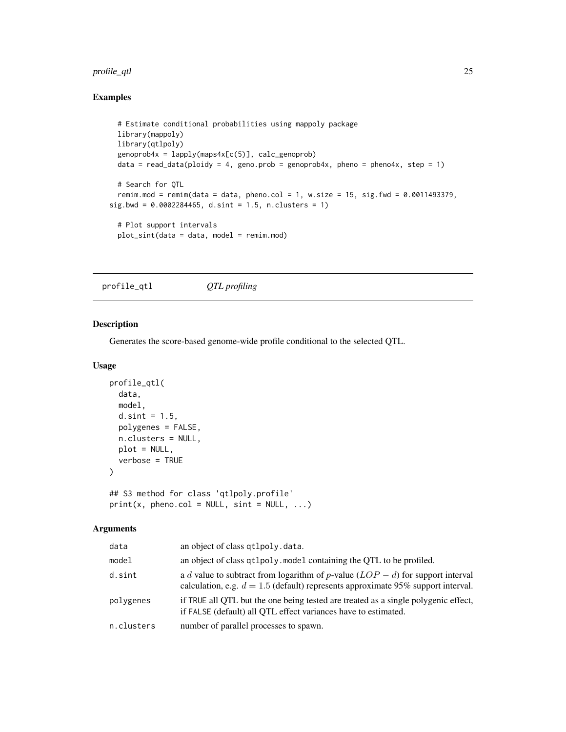## Examples

```
  # Estimate conditional probabilities using mappoly package
  library(mappoly)
  library(qtlpoly)
  genoprob4x = lapply(maps4x[c(5)], calc_genoprob)
  data = read_data(ploidy = 4, geno.prob = genoprob4x, pheno = pheno4x, step = 1)

  # Search for QTL
  remim.mod = remim(data = data, pheno.col = 1, w.size = 15, sig.fwd = 0.0011493379,
sig.bwd = 0.0002284465, d.sint = 1.5, n.clusters = 1)

  # Plot support intervals
  plot_sint(data = data, model = remim.mod)
```

---

# profile_qtl *QTL profiling*

## Description

Generates the score-based genome-wide profile conditional to the selected QTL.

## Usage

```
profile_qtl(
  data,
  model,
  d.sint = 1.5,
  polygenes = FALSE,
  n.clusters = NULL,
  plot = NULL,
  verbose = TRUE
)

## S3 method for class 'qtlpoly.profile'
print(x, pheno.col = NULL, sint = NULL, ...)
```

## Arguments

| | |
|---|---|
| data | an object of class qtlpoly.data. |
| model | an object of class qtlpoly.model containing the QTL to be profiled. |
| d.sint | a $d$ value to subtract from logarithm of *p*-value ($LOP - d$) for support interval calculation, e.g. $d = 1.5$ (default) represents approximate 95% support interval. |
| polygenes | if TRUE all QTL but the one being tested are treated as a single polygenic effect, if FALSE (default) all QTL effect variances have to estimated. |
| n.clusters | number of parallel processes to spawn. |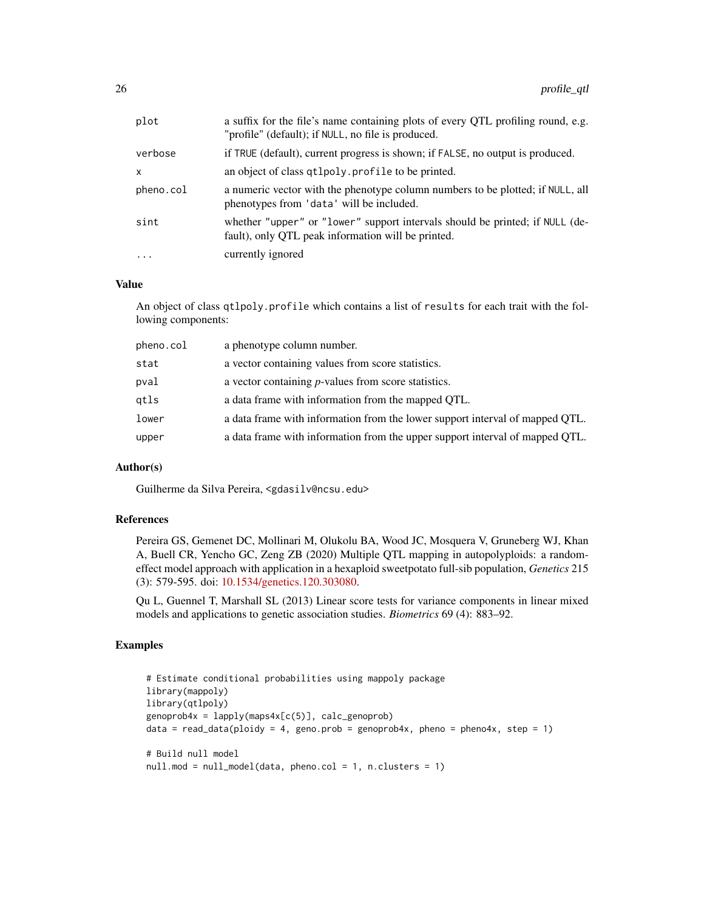| | |
|---|---|
| plot | a suffix for the file's name containing plots of every QTL profiling round, e.g. "profile" (default); if NULL, no file is produced. |
| verbose | if TRUE (default), current progress is shown; if FALSE, no output is produced. |
| x | an object of class qtlpoly.profile to be printed. |
| pheno.col | a numeric vector with the phenotype column numbers to be plotted; if NULL, all phenotypes from 'data' will be included. |
| sint | whether "upper" or "lower" support intervals should be printed; if NULL (default), only QTL peak information will be printed. |
| ... | currently ignored |

## Value

An object of class qtlpoly.profile which contains a list of results for each trait with the following components:

| | |
|---|---|
| pheno.col | a phenotype column number. |
| stat | a vector containing values from score statistics. |
| pval | a vector containing *p*-values from score statistics. |
| qtls | a data frame with information from the mapped QTL. |
| lower | a data frame with information from the lower support interval of mapped QTL. |
| upper | a data frame with information from the upper support interval of mapped QTL. |

## Author(s)

Guilherme da Silva Pereira, <gdasilv@ncsu.edu>

## References

Pereira GS, Gemenet DC, Mollinari M, Olukolu BA, Wood JC, Mosquera V, Gruneberg WJ, Khan A, Buell CR, Yencho GC, Zeng ZB (2020) Multiple QTL mapping in autopolyploids: a random-effect model approach with application in a hexaploid sweetpotato full-sib population, *Genetics* 215 (3): 579-595. doi: 10.1534/genetics.120.303080.

Qu L, Guennel T, Marshall SL (2013) Linear score tests for variance components in linear mixed models and applications to genetic association studies. *Biometrics* 69 (4): 883–92.

## Examples

```
# Estimate conditional probabilities using mappoly package
library(mappoly)
library(qtlpoly)
genoprob4x = lapply(maps4x[c(5)], calc_genoprob)
data = read_data(ploidy = 4, geno.prob = genoprob4x, pheno = pheno4x, step = 1)

# Build null model
null.mod = null_model(data, pheno.col = 1, n.clusters = 1)
```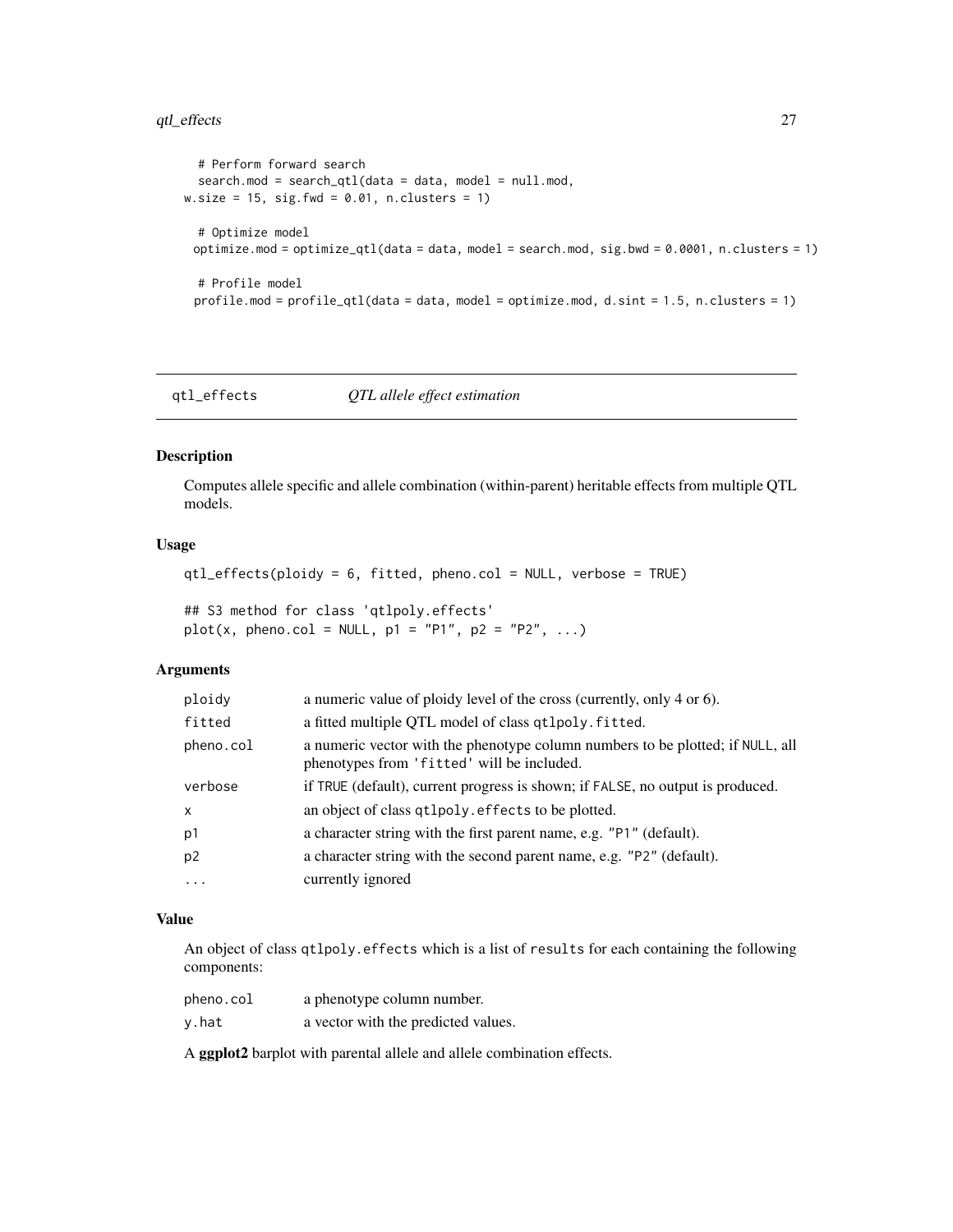```
 # Perform forward search
 search.mod = search_qtl(data = data, model = null.mod,
w.size = 15, sig.fwd = 0.01, n.clusters = 1)

 # Optimize model
optimize.mod = optimize_qtl(data = data, model = search.mod, sig.bwd = 0.0001, n.clusters = 1)

 # Profile model
profile.mod = profile_qtl(data = data, model = optimize.mod, d.sint = 1.5, n.clusters = 1)
```

---

## qtl_effects    *QTL allele effect estimation*

---

### Description

Computes allele specific and allele combination (within-parent) heritable effects from multiple QTL models.

### Usage

```
qtl_effects(ploidy = 6, fitted, pheno.col = NULL, verbose = TRUE)

## S3 method for class 'qtlpoly.effects'
plot(x, pheno.col = NULL, p1 = "P1", p2 = "P2", ...)
```

### Arguments

| | |
|---|---|
| `ploidy` | a numeric value of ploidy level of the cross (currently, only 4 or 6). |
| `fitted` | a fitted multiple QTL model of class `qtlpoly.fitted`. |
| `pheno.col` | a numeric vector with the phenotype column numbers to be plotted; if `NULL`, all phenotypes from `'fitted'` will be included. |
| `verbose` | if `TRUE` (default), current progress is shown; if `FALSE`, no output is produced. |
| `x` | an object of class `qtlpoly.effects` to be plotted. |
| `p1` | a character string with the first parent name, e.g. `"P1"` (default). |
| `p2` | a character string with the second parent name, e.g. `"P2"` (default). |
| `...` | currently ignored |

### Value

An object of class `qtlpoly.effects` which is a list of `results` for each containing the following components:

| | |
|---|---|
| `pheno.col` | a phenotype column number. |
| `y.hat` | a vector with the predicted values. |

A **ggplot2** barplot with parental allele and allele combination effects.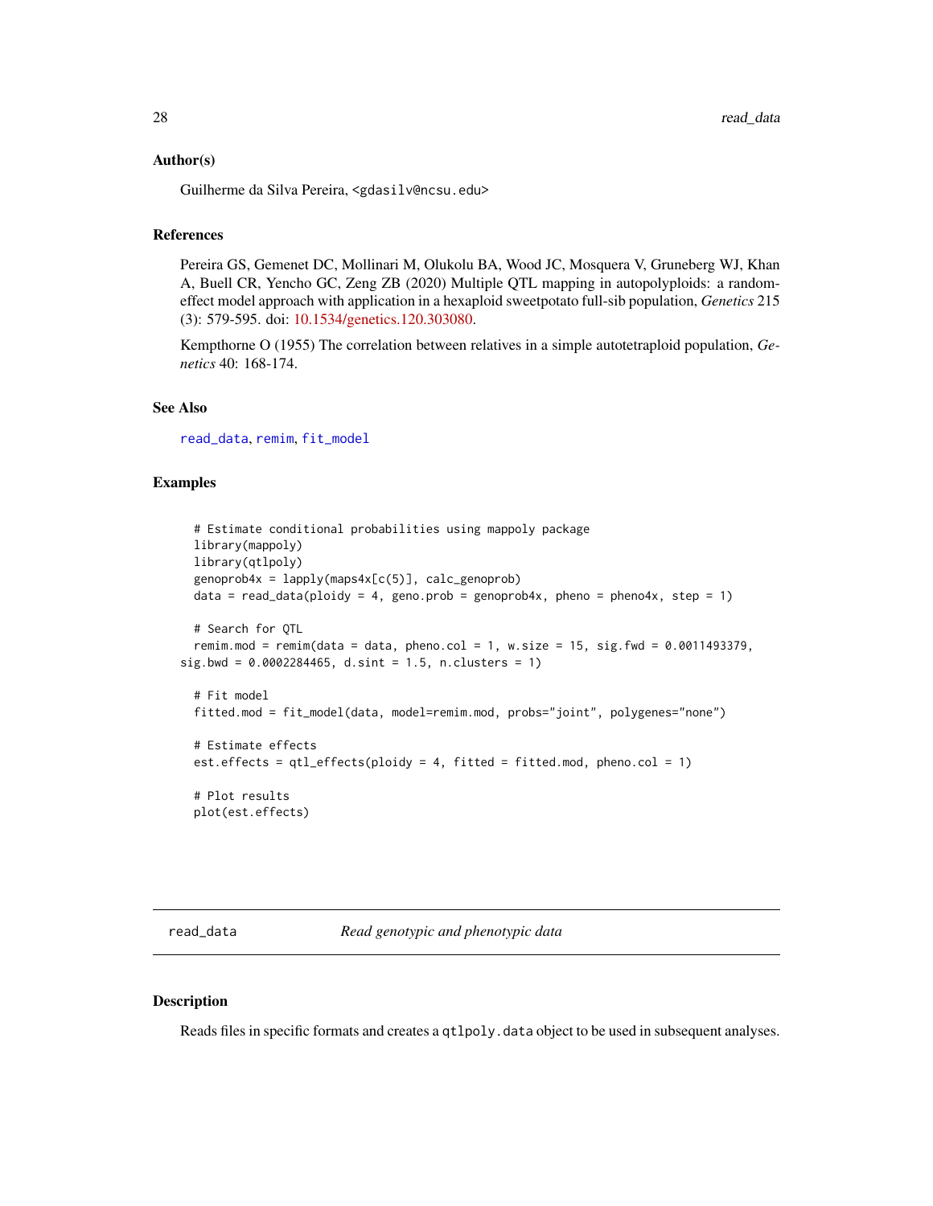### Author(s)

Guilherme da Silva Pereira, <gdasilv@ncsu.edu>

### References

Pereira GS, Gemenet DC, Mollinari M, Olukolu BA, Wood JC, Mosquera V, Gruneberg WJ, Khan A, Buell CR, Yencho GC, Zeng ZB (2020) Multiple QTL mapping in autopolyploids: a random-effect model approach with application in a hexaploid sweetpotato full-sib population, *Genetics* 215 (3): 579-595. doi: 10.1534/genetics.120.303080.

Kempthorne O (1955) The correlation between relatives in a simple autotetraploid population, *Genetics* 40: 168-174.

### See Also

`read_data`, `remim`, `fit_model`

### Examples

```
  # Estimate conditional probabilities using mappoly package
  library(mappoly)
  library(qtlpoly)
  genoprob4x = lapply(maps4x[c(5)], calc_genoprob)
  data = read_data(ploidy = 4, geno.prob = genoprob4x, pheno = pheno4x, step = 1)

  # Search for QTL
  remim.mod = remim(data = data, pheno.col = 1, w.size = 15, sig.fwd = 0.0011493379,
sig.bwd = 0.0002284465, d.sint = 1.5, n.clusters = 1)

  # Fit model
  fitted.mod = fit_model(data, model=remim.mod, probs="joint", polygenes="none")

  # Estimate effects
  est.effects = qtl_effects(ploidy = 4, fitted = fitted.mod, pheno.col = 1)

  # Plot results
  plot(est.effects)
```

---

## read_data &nbsp;&nbsp;&nbsp;&nbsp; *Read genotypic and phenotypic data*

---

### Description

Reads files in specific formats and creates a `qtlpoly.data` object to be used in subsequent analyses.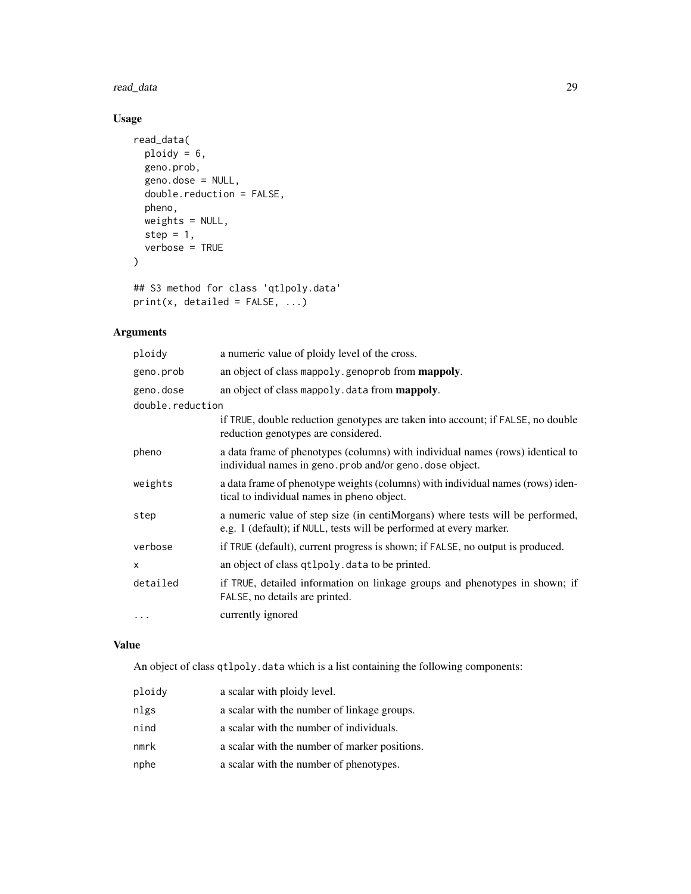## Usage

```
read_data(
  ploidy = 6,
  geno.prob,
  geno.dose = NULL,
  double.reduction = FALSE,
  pheno,
  weights = NULL,
  step = 1,
  verbose = TRUE
)

## S3 method for class 'qtlpoly.data'
print(x, detailed = FALSE, ...)
```

## Arguments

| | |
|---|---|
| ploidy | a numeric value of ploidy level of the cross. |
| geno.prob | an object of class mappoly.genoprob from **mappoly**. |
| geno.dose | an object of class mappoly.data from **mappoly**. |
| double.reduction | if TRUE, double reduction genotypes are taken into account; if FALSE, no double reduction genotypes are considered. |
| pheno | a data frame of phenotypes (columns) with individual names (rows) identical to individual names in geno.prob and/or geno.dose object. |
| weights | a data frame of phenotype weights (columns) with individual names (rows) identical to individual names in pheno object. |
| step | a numeric value of step size (in centiMorgans) where tests will be performed, e.g. 1 (default); if NULL, tests will be performed at every marker. |
| verbose | if TRUE (default), current progress is shown; if FALSE, no output is produced. |
| x | an object of class qtlpoly.data to be printed. |
| detailed | if TRUE, detailed information on linkage groups and phenotypes in shown; if FALSE, no details are printed. |
| ... | currently ignored |

## Value

An object of class qtlpoly.data which is a list containing the following components:

| | |
|---|---|
| ploidy | a scalar with ploidy level. |
| nlgs | a scalar with the number of linkage groups. |
| nind | a scalar with the number of individuals. |
| nmrk | a scalar with the number of marker positions. |
| nphe | a scalar with the number of phenotypes. |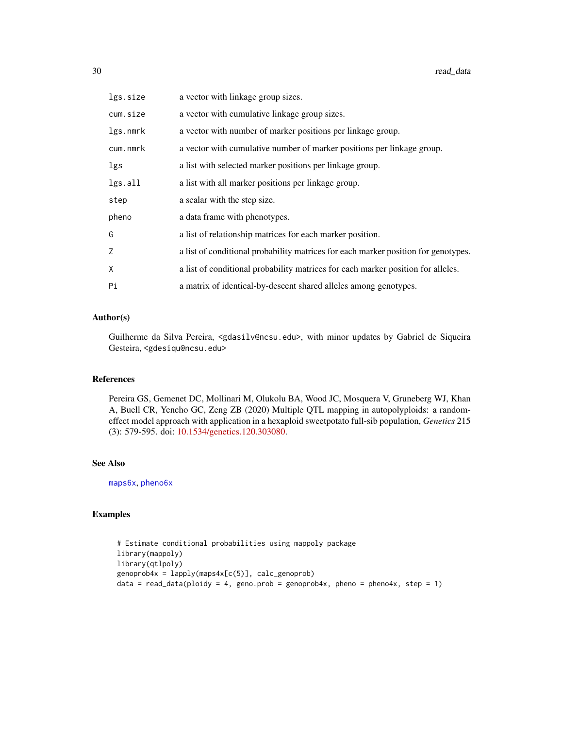| | |
|---|---|
| lgs.size | a vector with linkage group sizes. |
| cum.size | a vector with cumulative linkage group sizes. |
| lgs.nmrk | a vector with number of marker positions per linkage group. |
| cum.nmrk | a vector with cumulative number of marker positions per linkage group. |
| lgs | a list with selected marker positions per linkage group. |
| lgs.all | a list with all marker positions per linkage group. |
| step | a scalar with the step size. |
| pheno | a data frame with phenotypes. |
| G | a list of relationship matrices for each marker position. |
| Z | a list of conditional probability matrices for each marker position for genotypes. |
| X | a list of conditional probability matrices for each marker position for alleles. |
| Pi | a matrix of identical-by-descent shared alleles among genotypes. |

## Author(s)

Guilherme da Silva Pereira, <gdasilv@ncsu.edu>, with minor updates by Gabriel de Siqueira Gesteira, <gdesiqu@ncsu.edu>

## References

Pereira GS, Gemenet DC, Mollinari M, Olukolu BA, Wood JC, Mosquera V, Gruneberg WJ, Khan A, Buell CR, Yencho GC, Zeng ZB (2020) Multiple QTL mapping in autopolyploids: a random-effect model approach with application in a hexaploid sweetpotato full-sib population, *Genetics* 215 (3): 579-595. doi: 10.1534/genetics.120.303080.

## See Also

maps6x, pheno6x

## Examples

```
# Estimate conditional probabilities using mappoly package
library(mappoly)
library(qtlpoly)
genoprob4x = lapply(maps4x[c(5)], calc_genoprob)
data = read_data(ploidy = 4, geno.prob = genoprob4x, pheno = pheno4x, step = 1)
```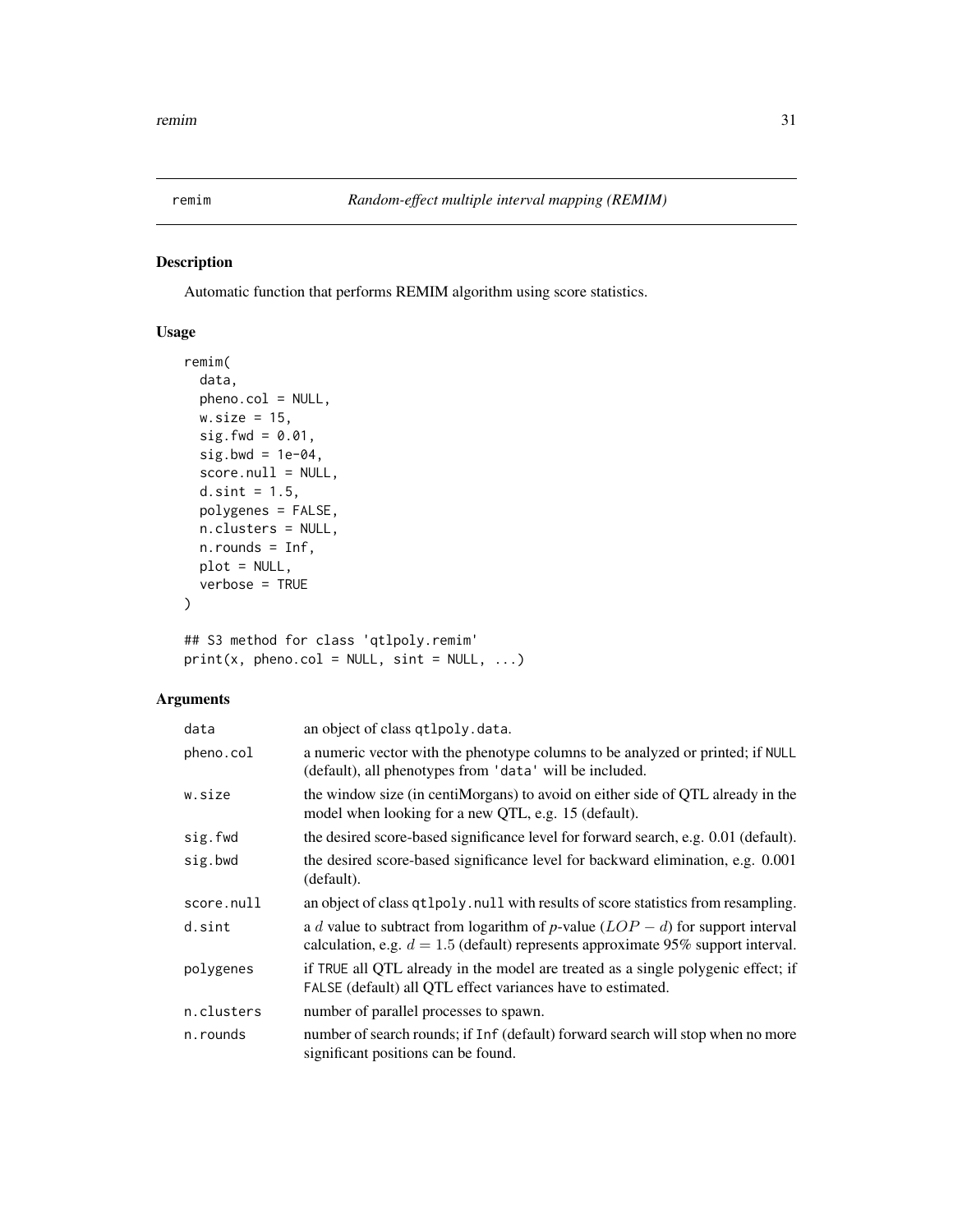# remim — *Random-effect multiple interval mapping (REMIM)*

## Description

Automatic function that performs REMIM algorithm using score statistics.

## Usage

```
remim(
  data,
  pheno.col = NULL,
  w.size = 15,
  sig.fwd = 0.01,
  sig.bwd = 1e-04,
  score.null = NULL,
  d.sint = 1.5,
  polygenes = FALSE,
  n.clusters = NULL,
  n.rounds = Inf,
  plot = NULL,
  verbose = TRUE
)

## S3 method for class 'qtlpoly.remim'
print(x, pheno.col = NULL, sint = NULL, ...)
```

## Arguments

| Argument | Description |
|---|---|
| `data` | an object of class `qtlpoly.data`. |
| `pheno.col` | a numeric vector with the phenotype columns to be analyzed or printed; if `NULL` (default), all phenotypes from `'data'` will be included. |
| `w.size` | the window size (in centiMorgans) to avoid on either side of QTL already in the model when looking for a new QTL, e.g. 15 (default). |
| `sig.fwd` | the desired score-based significance level for forward search, e.g. 0.01 (default). |
| `sig.bwd` | the desired score-based significance level for backward elimination, e.g. 0.001 (default). |
| `score.null` | an object of class `qtlpoly.null` with results of score statistics from resampling. |
| `d.sint` | a $d$ value to subtract from logarithm of *p*-value ($LOP - d$) for support interval calculation, e.g. $d = 1.5$ (default) represents approximate 95% support interval. |
| `polygenes` | if `TRUE` all QTL already in the model are treated as a single polygenic effect; if `FALSE` (default) all QTL effect variances have to estimated. |
| `n.clusters` | number of parallel processes to spawn. |
| `n.rounds` | number of search rounds; if `Inf` (default) forward search will stop when no more significant positions can be found. |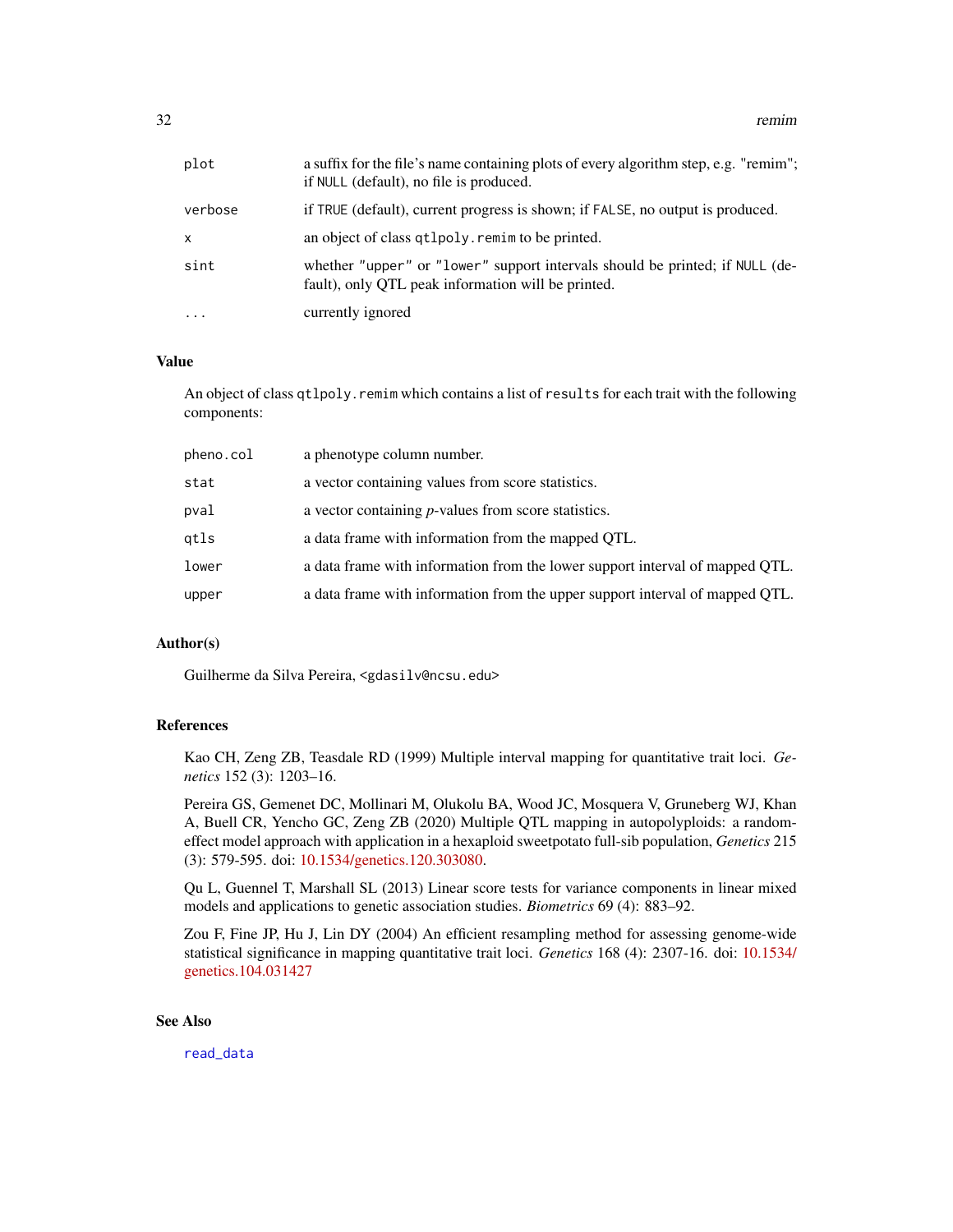| | |
|---|---|
| `plot` | a suffix for the file's name containing plots of every algorithm step, e.g. "remim"; if `NULL` (default), no file is produced. |
| `verbose` | if `TRUE` (default), current progress is shown; if `FALSE`, no output is produced. |
| `x` | an object of class `qtlpoly.remim` to be printed. |
| `sint` | whether `"upper"` or `"lower"` support intervals should be printed; if `NULL` (default), only QTL peak information will be printed. |
| `...` | currently ignored |

## Value

An object of class `qtlpoly.remim` which contains a list of `results` for each trait with the following components:

| | |
|---|---|
| `pheno.col` | a phenotype column number. |
| `stat` | a vector containing values from score statistics. |
| `pval` | a vector containing *p*-values from score statistics. |
| `qtls` | a data frame with information from the mapped QTL. |
| `lower` | a data frame with information from the lower support interval of mapped QTL. |
| `upper` | a data frame with information from the upper support interval of mapped QTL. |

## Author(s)

Guilherme da Silva Pereira, <gdasilv@ncsu.edu>

## References

Kao CH, Zeng ZB, Teasdale RD (1999) Multiple interval mapping for quantitative trait loci. *Genetics* 152 (3): 1203–16.

Pereira GS, Gemenet DC, Mollinari M, Olukolu BA, Wood JC, Mosquera V, Gruneberg WJ, Khan A, Buell CR, Yencho GC, Zeng ZB (2020) Multiple QTL mapping in autopolyploids: a random-effect model approach with application in a hexaploid sweetpotato full-sib population, *Genetics* 215 (3): 579-595. doi: 10.1534/genetics.120.303080.

Qu L, Guennel T, Marshall SL (2013) Linear score tests for variance components in linear mixed models and applications to genetic association studies. *Biometrics* 69 (4): 883–92.

Zou F, Fine JP, Hu J, Lin DY (2004) An efficient resampling method for assessing genome-wide statistical significance in mapping quantitative trait loci. *Genetics* 168 (4): 2307-16. doi: 10.1534/genetics.104.031427

## See Also

`read_data`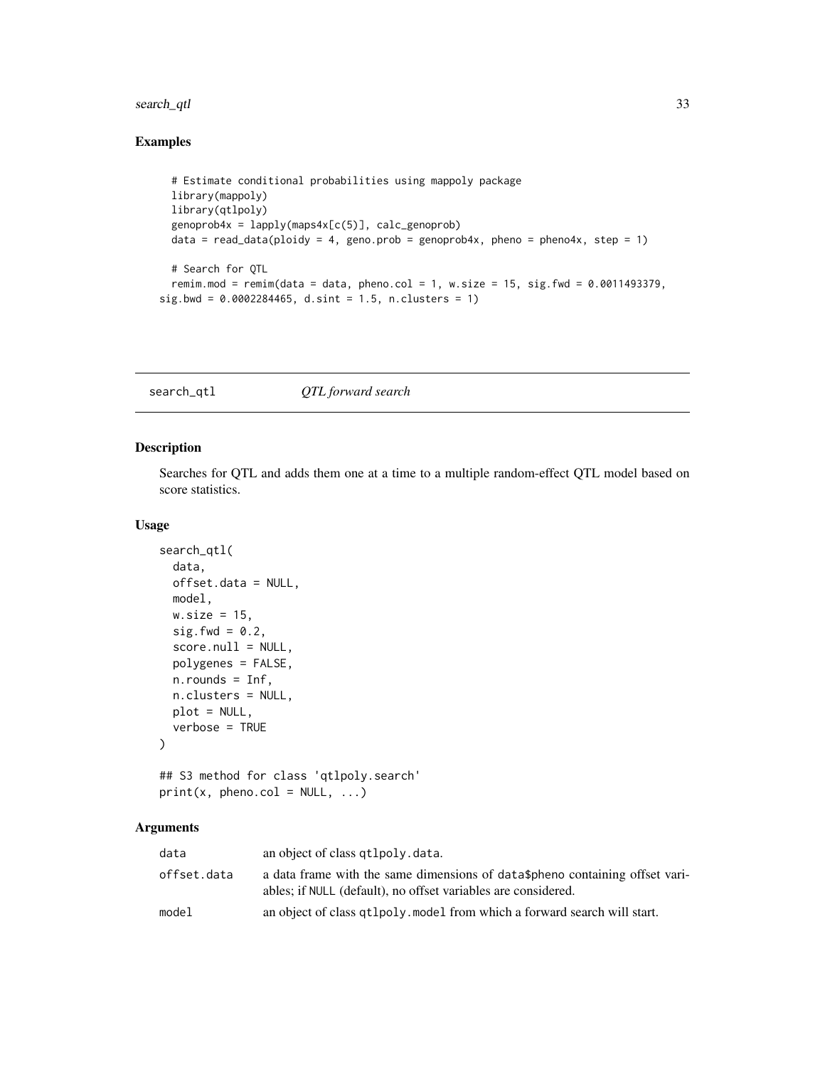## Examples

```
  # Estimate conditional probabilities using mappoly package
  library(mappoly)
  library(qtlpoly)
  genoprob4x = lapply(maps4x[c(5)], calc_genoprob)
  data = read_data(ploidy = 4, geno.prob = genoprob4x, pheno = pheno4x, step = 1)

  # Search for QTL
  remim.mod = remim(data = data, pheno.col = 1, w.size = 15, sig.fwd = 0.0011493379,
sig.bwd = 0.0002284465, d.sint = 1.5, n.clusters = 1)
```

---

# search_qtl *QTL forward search*

---

## Description

Searches for QTL and adds them one at a time to a multiple random-effect QTL model based on score statistics.

## Usage

```
search_qtl(
  data,
  offset.data = NULL,
  model,
  w.size = 15,
  sig.fwd = 0.2,
  score.null = NULL,
  polygenes = FALSE,
  n.rounds = Inf,
  n.clusters = NULL,
  plot = NULL,
  verbose = TRUE
)

## S3 method for class 'qtlpoly.search'
print(x, pheno.col = NULL, ...)
```

## Arguments

| | |
|---|---|
| data | an object of class `qtlpoly.data`. |
| offset.data | a data frame with the same dimensions of `data$pheno` containing offset variables; if `NULL` (default), no offset variables are considered. |
| model | an object of class `qtlpoly.model` from which a forward search will start. |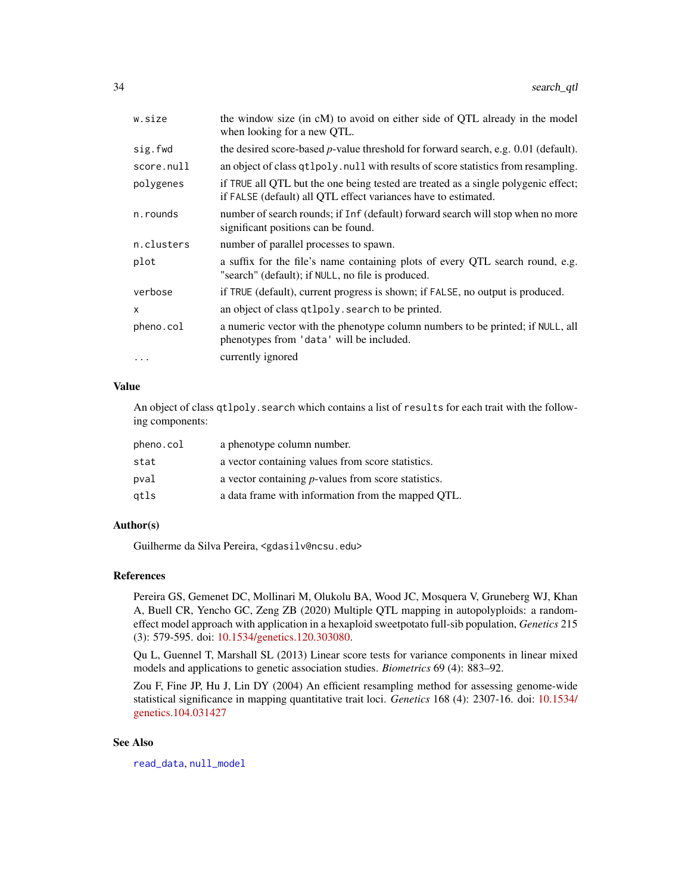| | |
|---|---|
| `w.size` | the window size (in cM) to avoid on either side of QTL already in the model when looking for a new QTL. |
| `sig.fwd` | the desired score-based *p*-value threshold for forward search, e.g. 0.01 (default). |
| `score.null` | an object of class `qtlpoly.null` with results of score statistics from resampling. |
| `polygenes` | if `TRUE` all QTL but the one being tested are treated as a single polygenic effect; if `FALSE` (default) all QTL effect variances have to estimated. |
| `n.rounds` | number of search rounds; if `Inf` (default) forward search will stop when no more significant positions can be found. |
| `n.clusters` | number of parallel processes to spawn. |
| `plot` | a suffix for the file's name containing plots of every QTL search round, e.g. "search" (default); if `NULL`, no file is produced. |
| `verbose` | if `TRUE` (default), current progress is shown; if `FALSE`, no output is produced. |
| `x` | an object of class `qtlpoly.search` to be printed. |
| `pheno.col` | a numeric vector with the phenotype column numbers to be printed; if `NULL`, all phenotypes from `'data'` will be included. |
| `...` | currently ignored |

## Value

An object of class `qtlpoly.search` which contains a list of `results` for each trait with the following components:

| | |
|---|---|
| `pheno.col` | a phenotype column number. |
| `stat` | a vector containing values from score statistics. |
| `pval` | a vector containing *p*-values from score statistics. |
| `qtls` | a data frame with information from the mapped QTL. |

## Author(s)

Guilherme da Silva Pereira, <gdasilv@ncsu.edu>

## References

Pereira GS, Gemenet DC, Mollinari M, Olukolu BA, Wood JC, Mosquera V, Gruneberg WJ, Khan A, Buell CR, Yencho GC, Zeng ZB (2020) Multiple QTL mapping in autopolyploids: a random-effect model approach with application in a hexaploid sweetpotato full-sib population, *Genetics* 215 (3): 579-595. doi: 10.1534/genetics.120.303080.

Qu L, Guennel T, Marshall SL (2013) Linear score tests for variance components in linear mixed models and applications to genetic association studies. *Biometrics* 69 (4): 883–92.

Zou F, Fine JP, Hu J, Lin DY (2004) An efficient resampling method for assessing genome-wide statistical significance in mapping quantitative trait loci. *Genetics* 168 (4): 2307-16. doi: 10.1534/genetics.104.031427

## See Also

`read_data`, `null_model`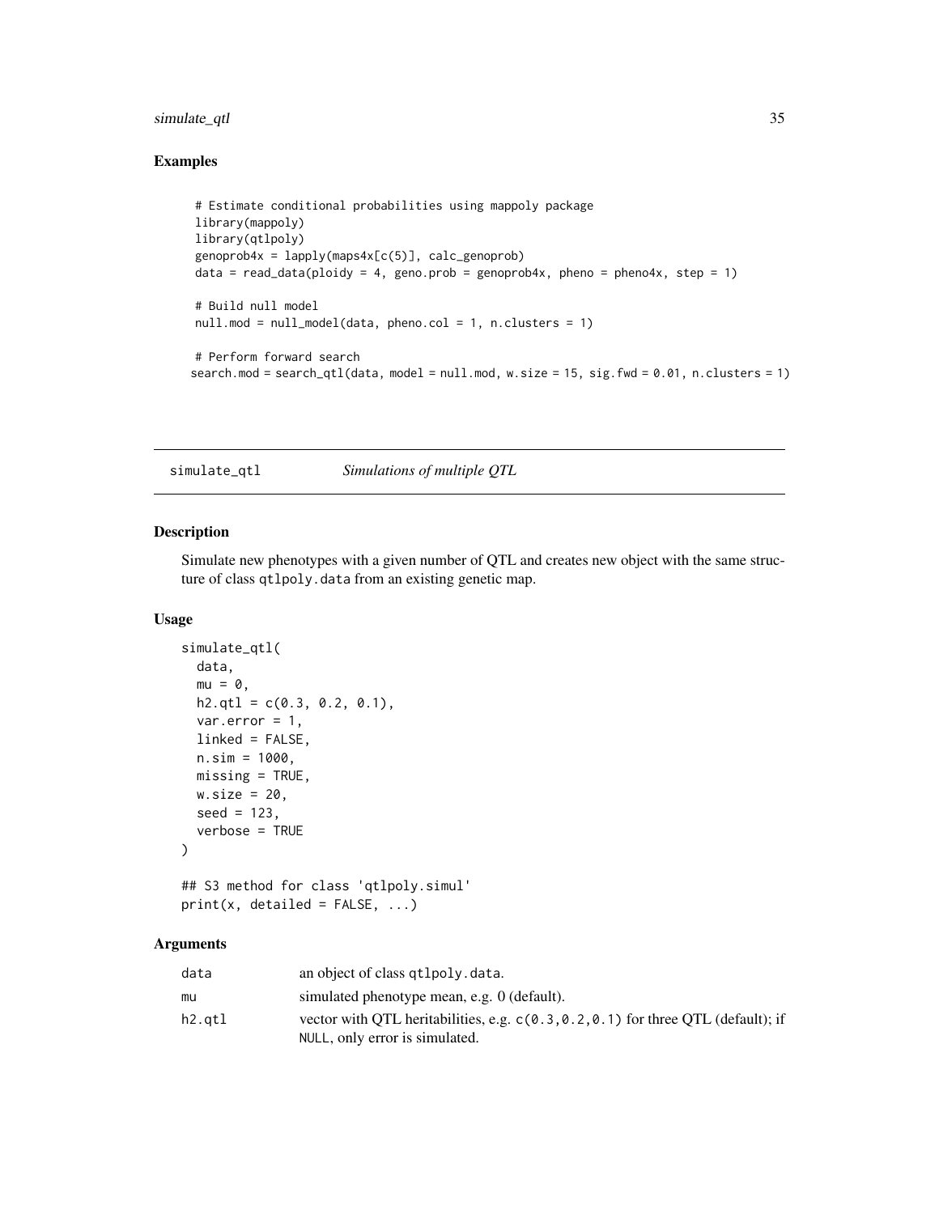## Examples

```
# Estimate conditional probabilities using mappoly package
library(mappoly)
library(qtlpoly)
genoprob4x = lapply(maps4x[c(5)], calc_genoprob)
data = read_data(ploidy = 4, geno.prob = genoprob4x, pheno = pheno4x, step = 1)

# Build null model
null.mod = null_model(data, pheno.col = 1, n.clusters = 1)

# Perform forward search
search.mod = search_qtl(data, model = null.mod, w.size = 15, sig.fwd = 0.01, n.clusters = 1)
```

---

simulate_qtl &nbsp;&nbsp;&nbsp;&nbsp; *Simulations of multiple QTL*

---

## Description

Simulate new phenotypes with a given number of QTL and creates new object with the same structure of class `qtlpoly.data` from an existing genetic map.

## Usage

```
simulate_qtl(
  data,
  mu = 0,
  h2.qtl = c(0.3, 0.2, 0.1),
  var.error = 1,
  linked = FALSE,
  n.sim = 1000,
  missing = TRUE,
  w.size = 20,
  seed = 123,
  verbose = TRUE
)

## S3 method for class 'qtlpoly.simul'
print(x, detailed = FALSE, ...)
```

## Arguments

| | |
|---|---|
| data | an object of class `qtlpoly.data`. |
| mu | simulated phenotype mean, e.g. 0 (default). |
| h2.qtl | vector with QTL heritabilities, e.g. `c(0.3,0.2,0.1)` for three QTL (default); if `NULL`, only error is simulated. |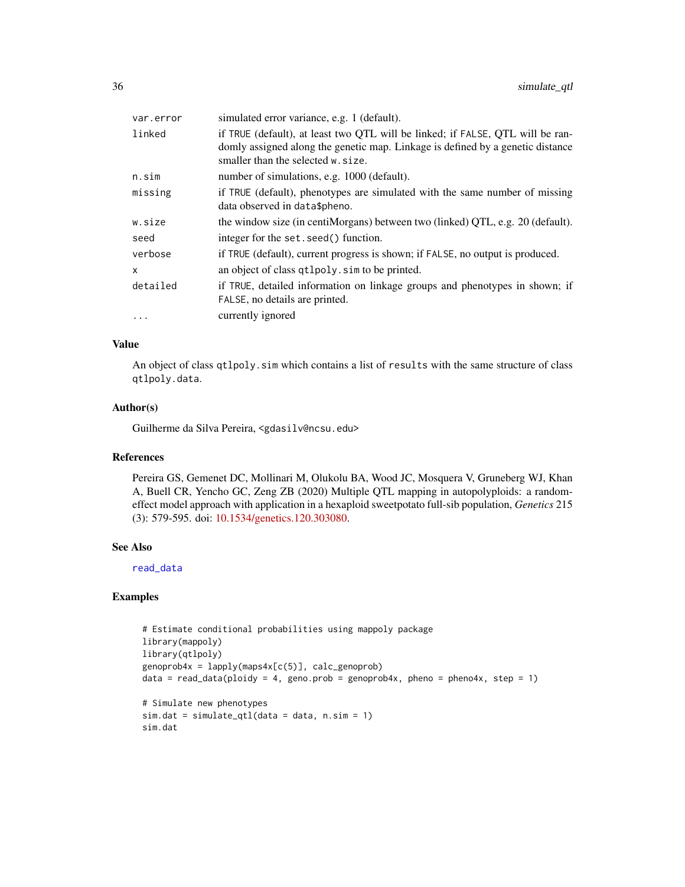| | |
|---|---|
| var.error | simulated error variance, e.g. 1 (default). |
| linked | if TRUE (default), at least two QTL will be linked; if FALSE, QTL will be randomly assigned along the genetic map. Linkage is defined by a genetic distance smaller than the selected w.size. |
| n.sim | number of simulations, e.g. 1000 (default). |
| missing | if TRUE (default), phenotypes are simulated with the same number of missing data observed in data$pheno. |
| w.size | the window size (in centiMorgans) between two (linked) QTL, e.g. 20 (default). |
| seed | integer for the set.seed() function. |
| verbose | if TRUE (default), current progress is shown; if FALSE, no output is produced. |
| x | an object of class qtlpoly.sim to be printed. |
| detailed | if TRUE, detailed information on linkage groups and phenotypes in shown; if FALSE, no details are printed. |
| ... | currently ignored |

### Value

An object of class qtlpoly.sim which contains a list of results with the same structure of class qtlpoly.data.

### Author(s)

Guilherme da Silva Pereira, <gdasilv@ncsu.edu>

### References

Pereira GS, Gemenet DC, Mollinari M, Olukolu BA, Wood JC, Mosquera V, Gruneberg WJ, Khan A, Buell CR, Yencho GC, Zeng ZB (2020) Multiple QTL mapping in autopolyploids: a random-effect model approach with application in a hexaploid sweetpotato full-sib population, *Genetics* 215 (3): 579-595. doi: 10.1534/genetics.120.303080.

### See Also

read_data

### Examples

```
# Estimate conditional probabilities using mappoly package
library(mappoly)
library(qtlpoly)
genoprob4x = lapply(maps4x[c(5)], calc_genoprob)
data = read_data(ploidy = 4, geno.prob = genoprob4x, pheno = pheno4x, step = 1)

# Simulate new phenotypes
sim.dat = simulate_qtl(data = data, n.sim = 1)
sim.dat
```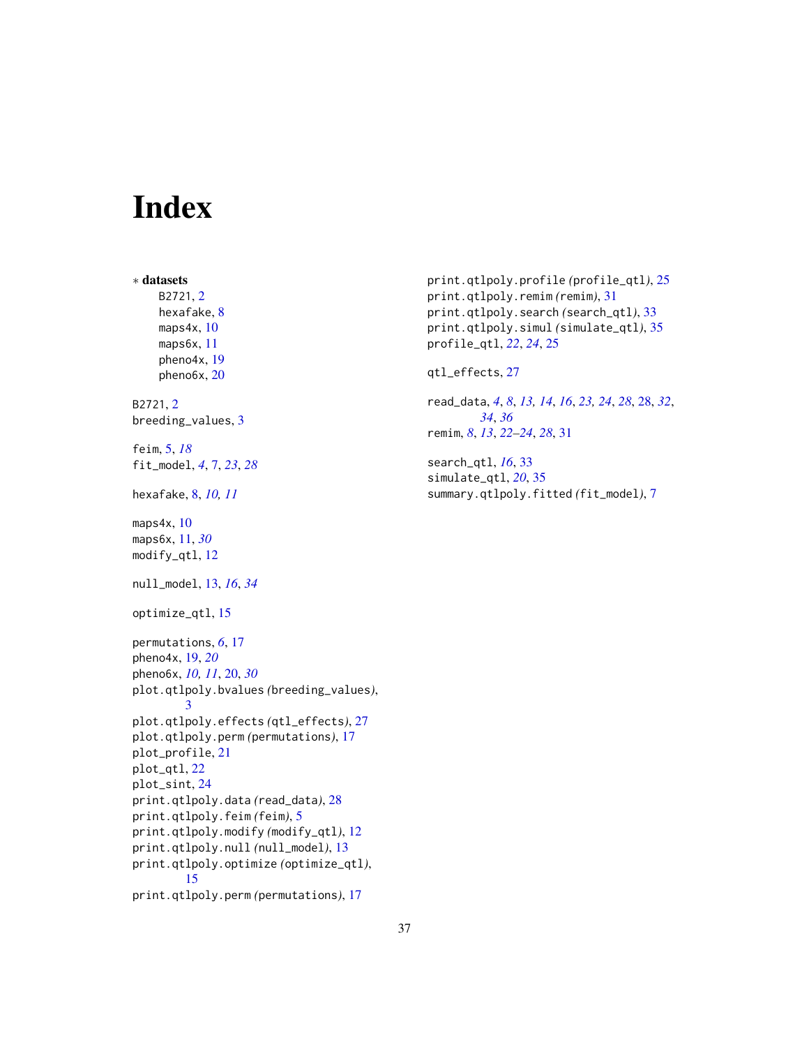# Index

∗ **datasets**
- B2721, 2
- hexafake, 8
- maps4x, 10
- maps6x, 11
- pheno4x, 19
- pheno6x, 20

B2721, 2
breeding_values, 3

feim, 5, *18*
fit_model, *4*, 7, *23*, *28*

hexafake, 8, *10, 11*

maps4x, 10
maps6x, 11, *30*
modify_qtl, 12

null_model, 13, *16*, *34*

optimize_qtl, 15

permutations, *6*, 17
pheno4x, 19, *20*
pheno6x, *10, 11*, 20, *30*
plot.qtlpoly.bvalues *(*breeding_values*)*, 3
plot.qtlpoly.effects *(*qtl_effects*)*, 27
plot.qtlpoly.perm *(*permutations*)*, 17
plot_profile, 21
plot_qtl, 22
plot_sint, 24
print.qtlpoly.data *(*read_data*)*, 28
print.qtlpoly.feim *(*feim*)*, 5
print.qtlpoly.modify *(*modify_qtl*)*, 12
print.qtlpoly.null *(*null_model*)*, 13
print.qtlpoly.optimize *(*optimize_qtl*)*, 15
print.qtlpoly.perm *(*permutations*)*, 17
print.qtlpoly.profile *(*profile_qtl*)*, 25
print.qtlpoly.remim *(*remim*)*, 31
print.qtlpoly.search *(*search_qtl*)*, 33
print.qtlpoly.simul *(*simulate_qtl*)*, 35
profile_qtl, *22*, *24*, 25

qtl_effects, 27

read_data, *4*, *8*, *13, 14*, *16*, *23, 24*, *28*, 28, *32*, *34*, *36*
remim, *8*, *13*, *22–24*, *28*, 31

search_qtl, *16*, 33
simulate_qtl, *20*, 35
summary.qtlpoly.fitted *(*fit_model*)*, 7